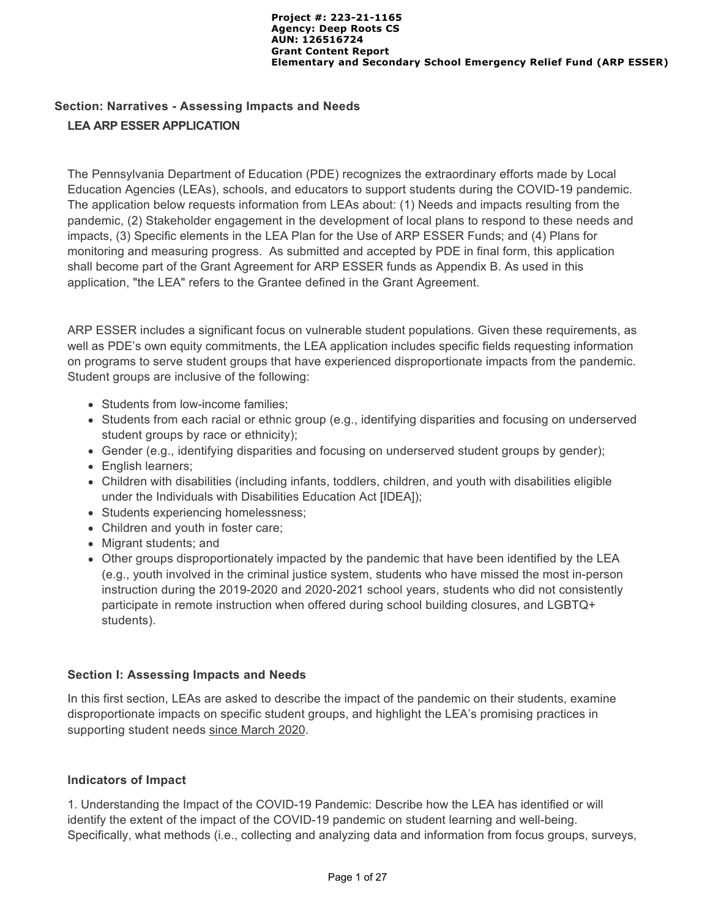**Project #: 223-21-1165**
**Agency: Deep Roots CS**
**AUN: 126516724**
**Grant Content Report**
**Elementary and Secondary School Emergency Relief Fund (ARP ESSER)**

## Section: Narratives - Assessing Impacts and Needs

### LEA ARP ESSER APPLICATION

The Pennsylvania Department of Education (PDE) recognizes the extraordinary efforts made by Local Education Agencies (LEAs), schools, and educators to support students during the COVID-19 pandemic. The application below requests information from LEAs about: (1) Needs and impacts resulting from the pandemic, (2) Stakeholder engagement in the development of local plans to respond to these needs and impacts, (3) Specific elements in the LEA Plan for the Use of ARP ESSER Funds; and (4) Plans for monitoring and measuring progress. As submitted and accepted by PDE in final form, this application shall become part of the Grant Agreement for ARP ESSER funds as Appendix B. As used in this application, "the LEA" refers to the Grantee defined in the Grant Agreement.

ARP ESSER includes a significant focus on vulnerable student populations. Given these requirements, as well as PDE's own equity commitments, the LEA application includes specific fields requesting information on programs to serve student groups that have experienced disproportionate impacts from the pandemic. Student groups are inclusive of the following:

- Students from low-income families;
- Students from each racial or ethnic group (e.g., identifying disparities and focusing on underserved student groups by race or ethnicity);
- Gender (e.g., identifying disparities and focusing on underserved student groups by gender);
- English learners;
- Children with disabilities (including infants, toddlers, children, and youth with disabilities eligible under the Individuals with Disabilities Education Act [IDEA]);
- Students experiencing homelessness;
- Children and youth in foster care;
- Migrant students; and
- Other groups disproportionately impacted by the pandemic that have been identified by the LEA (e.g., youth involved in the criminal justice system, students who have missed the most in-person instruction during the 2019-2020 and 2020-2021 school years, students who did not consistently participate in remote instruction when offered during school building closures, and LGBTQ+ students).

### Section I: Assessing Impacts and Needs

In this first section, LEAs are asked to describe the impact of the pandemic on their students, examine disproportionate impacts on specific student groups, and highlight the LEA's promising practices in supporting student needs since March 2020.

### Indicators of Impact

1. Understanding the Impact of the COVID-19 Pandemic: Describe how the LEA has identified or will identify the extent of the impact of the COVID-19 pandemic on student learning and well-being. Specifically, what methods (i.e., collecting and analyzing data and information from focus groups, surveys,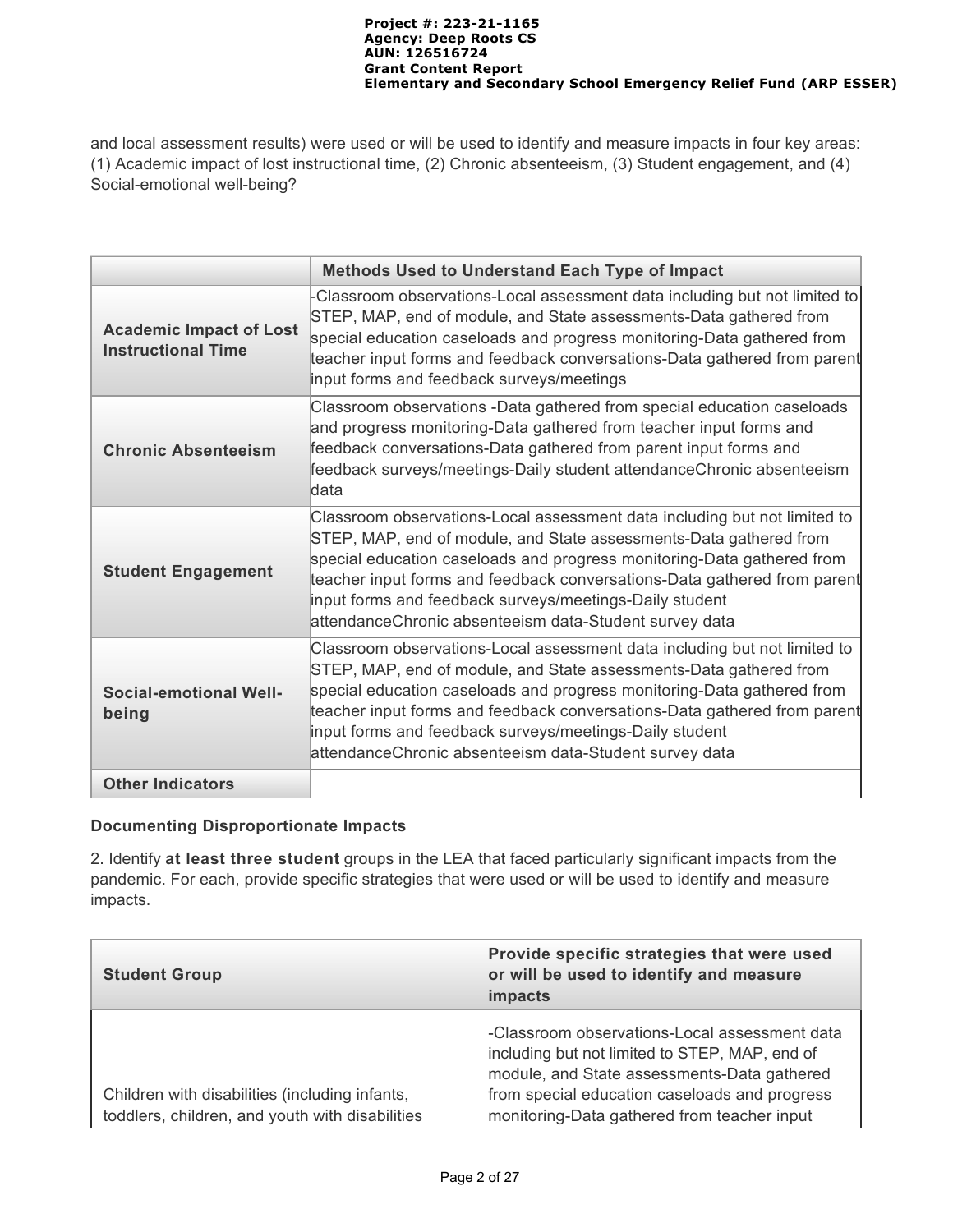and local assessment results) were used or will be used to identify and measure impacts in four key areas: (1) Academic impact of lost instructional time, (2) Chronic absenteeism, (3) Student engagement, and (4) Social-emotional well-being?

| | Methods Used to Understand Each Type of Impact |
|---|---|
| **Academic Impact of Lost Instructional Time** | -Classroom observations-Local assessment data including but not limited to STEP, MAP, end of module, and State assessments-Data gathered from special education caseloads and progress monitoring-Data gathered from teacher input forms and feedback conversations-Data gathered from parent input forms and feedback surveys/meetings |
| **Chronic Absenteeism** | Classroom observations -Data gathered from special education caseloads and progress monitoring-Data gathered from teacher input forms and feedback conversations-Data gathered from parent input forms and feedback surveys/meetings-Daily student attendanceChronic absenteeism data |
| **Student Engagement** | Classroom observations-Local assessment data including but not limited to STEP, MAP, end of module, and State assessments-Data gathered from special education caseloads and progress monitoring-Data gathered from teacher input forms and feedback conversations-Data gathered from parent input forms and feedback surveys/meetings-Daily student attendanceChronic absenteeism data-Student survey data |
| **Social-emotional Well-being** | Classroom observations-Local assessment data including but not limited to STEP, MAP, end of module, and State assessments-Data gathered from special education caseloads and progress monitoring-Data gathered from teacher input forms and feedback conversations-Data gathered from parent input forms and feedback surveys/meetings-Daily student attendanceChronic absenteeism data-Student survey data |
| **Other Indicators** | |

**Documenting Disproportionate Impacts**

2. Identify **at least three student** groups in the LEA that faced particularly significant impacts from the pandemic. For each, provide specific strategies that were used or will be used to identify and measure impacts.

| Student Group | Provide specific strategies that were used or will be used to identify and measure impacts |
|---|---|
| Children with disabilities (including infants, toddlers, children, and youth with disabilities | -Classroom observations-Local assessment data including but not limited to STEP, MAP, end of module, and State assessments-Data gathered from special education caseloads and progress monitoring-Data gathered from teacher input |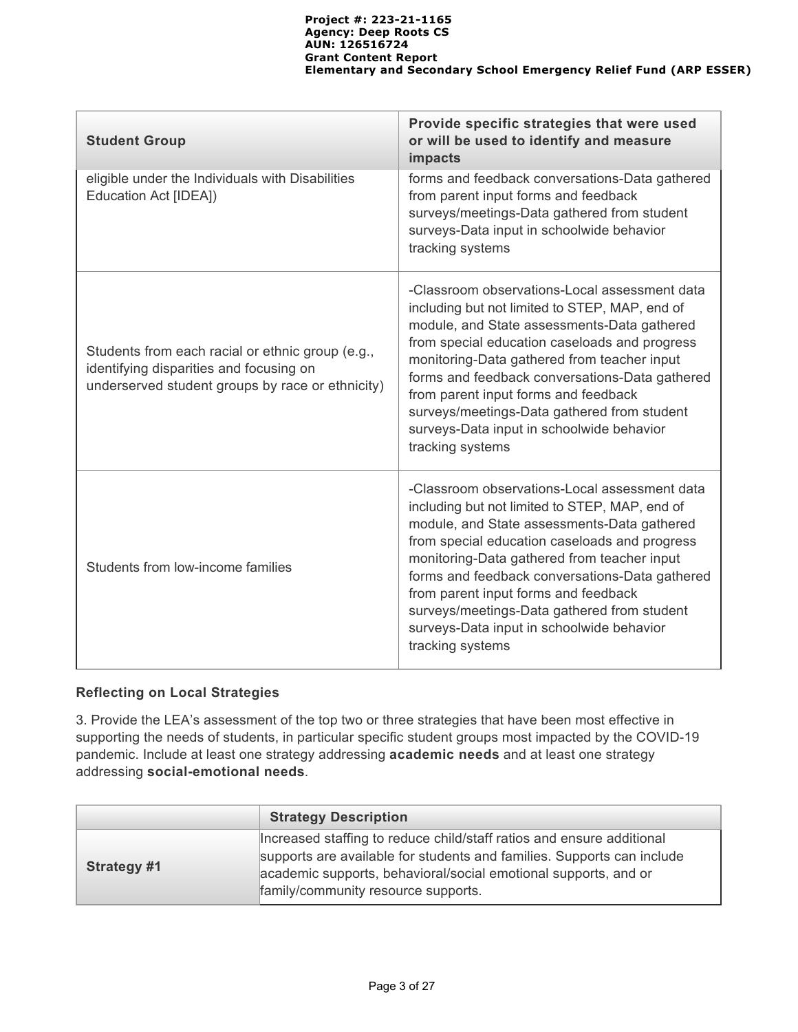| Student Group | Provide specific strategies that were used or will be used to identify and measure impacts |
|---|---|
| eligible under the Individuals with Disabilities Education Act [IDEA]) | forms and feedback conversations-Data gathered from parent input forms and feedback surveys/meetings-Data gathered from student surveys-Data input in schoolwide behavior tracking systems |
| Students from each racial or ethnic group (e.g., identifying disparities and focusing on underserved student groups by race or ethnicity) | -Classroom observations-Local assessment data including but not limited to STEP, MAP, end of module, and State assessments-Data gathered from special education caseloads and progress monitoring-Data gathered from teacher input forms and feedback conversations-Data gathered from parent input forms and feedback surveys/meetings-Data gathered from student surveys-Data input in schoolwide behavior tracking systems |
| Students from low-income families | -Classroom observations-Local assessment data including but not limited to STEP, MAP, end of module, and State assessments-Data gathered from special education caseloads and progress monitoring-Data gathered from teacher input forms and feedback conversations-Data gathered from parent input forms and feedback surveys/meetings-Data gathered from student surveys-Data input in schoolwide behavior tracking systems |

### Reflecting on Local Strategies

3. Provide the LEA's assessment of the top two or three strategies that have been most effective in supporting the needs of students, in particular specific student groups most impacted by the COVID-19 pandemic. Include at least one strategy addressing **academic needs** and at least one strategy addressing **social-emotional needs**.

| | Strategy Description |
|---|---|
| **Strategy #1** | Increased staffing to reduce child/staff ratios and ensure additional supports are available for students and families. Supports can include academic supports, behavioral/social emotional supports, and or family/community resource supports. |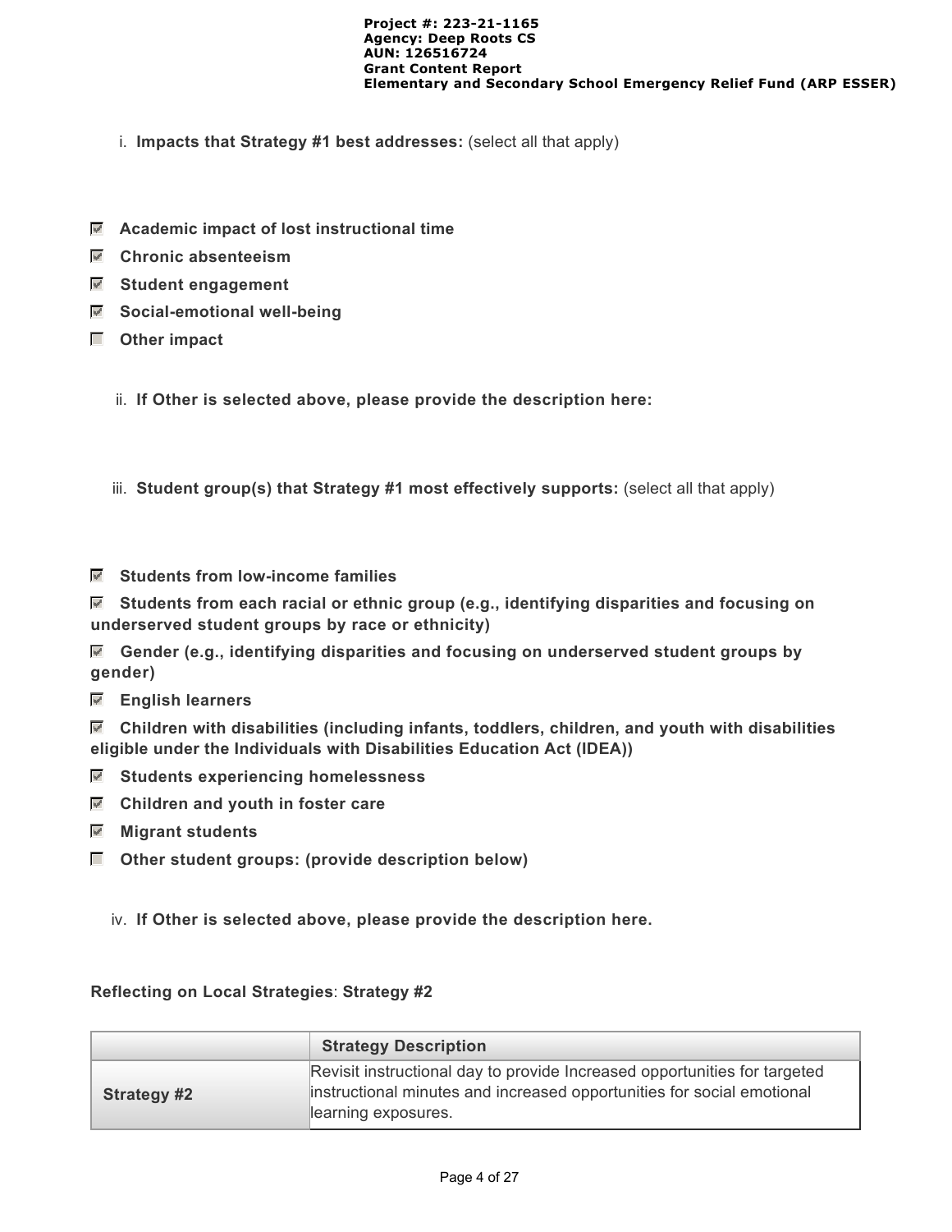i. **Impacts that Strategy #1 best addresses:** (select all that apply)

- [x] **Academic impact of lost instructional time**
- [x] **Chronic absenteeism**
- [x] **Student engagement**
- [x] **Social-emotional well-being**
- [ ] **Other impact**

ii. **If Other is selected above, please provide the description here:**

iii. **Student group(s) that Strategy #1 most effectively supports:** (select all that apply)

- [x] **Students from low-income families**
- [x] **Students from each racial or ethnic group (e.g., identifying disparities and focusing on underserved student groups by race or ethnicity)**
- [x] **Gender (e.g., identifying disparities and focusing on underserved student groups by gender)**
- [x] **English learners**
- [x] **Children with disabilities (including infants, toddlers, children, and youth with disabilities eligible under the Individuals with Disabilities Education Act (IDEA))**
- [x] **Students experiencing homelessness**
- [x] **Children and youth in foster care**
- [x] **Migrant students**
- [ ] **Other student groups: (provide description below)**

iv. **If Other is selected above, please provide the description here.**

**Reflecting on Local Strategies**: **Strategy #2**

| | **Strategy Description** |
| --- | --- |
| **Strategy #2** | Revisit instructional day to provide Increased opportunities for targeted instructional minutes and increased opportunities for social emotional learning exposures. |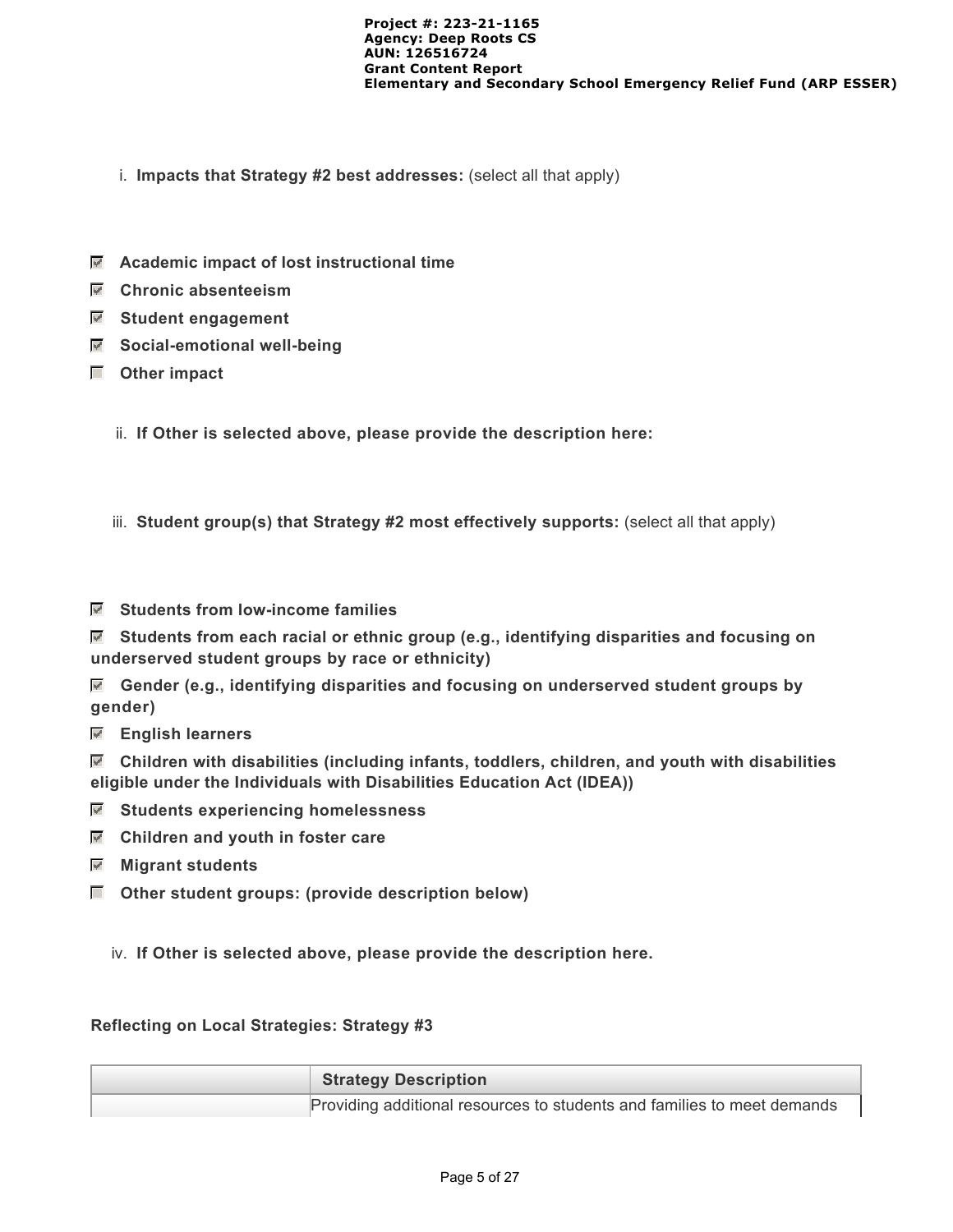i. **Impacts that Strategy #2 best addresses:** (select all that apply)

- [x] **Academic impact of lost instructional time**
- [x] **Chronic absenteeism**
- [x] **Student engagement**
- [x] **Social-emotional well-being**
- [ ] **Other impact**

ii. **If Other is selected above, please provide the description here:**

iii. **Student group(s) that Strategy #2 most effectively supports:** (select all that apply)

- [x] **Students from low-income families**
- [x] **Students from each racial or ethnic group (e.g., identifying disparities and focusing on underserved student groups by race or ethnicity)**
- [x] **Gender (e.g., identifying disparities and focusing on underserved student groups by gender)**
- [x] **English learners**
- [x] **Children with disabilities (including infants, toddlers, children, and youth with disabilities eligible under the Individuals with Disabilities Education Act (IDEA))**
- [x] **Students experiencing homelessness**
- [x] **Children and youth in foster care**
- [x] **Migrant students**
- [ ] **Other student groups: (provide description below)**

iv. **If Other is selected above, please provide the description here.**

**Reflecting on Local Strategies: Strategy #3**

| | Strategy Description |
|---|---|
| | Providing additional resources to students and families to meet demands |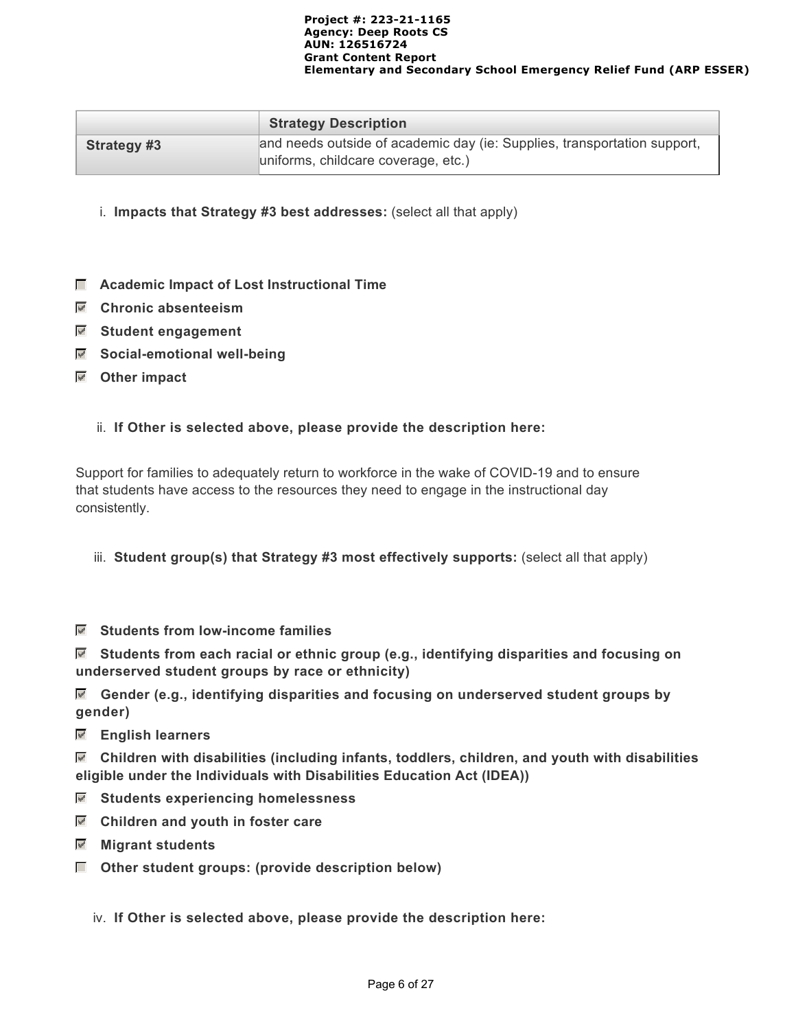| | Strategy Description |
|---|---|
| **Strategy #3** | and needs outside of academic day (ie: Supplies, transportation support, uniforms, childcare coverage, etc.) |

i. **Impacts that Strategy #3 best addresses:** (select all that apply)

- [ ] **Academic Impact of Lost Instructional Time**
- [x] **Chronic absenteeism**
- [x] **Student engagement**
- [x] **Social-emotional well-being**
- [x] **Other impact**

ii. **If Other is selected above, please provide the description here:**

Support for families to adequately return to workforce in the wake of COVID-19 and to ensure that students have access to the resources they need to engage in the instructional day consistently.

iii. **Student group(s) that Strategy #3 most effectively supports:** (select all that apply)

- [x] **Students from low-income families**
- [x] **Students from each racial or ethnic group (e.g., identifying disparities and focusing on underserved student groups by race or ethnicity)**
- [x] **Gender (e.g., identifying disparities and focusing on underserved student groups by gender)**
- [x] **English learners**
- [x] **Children with disabilities (including infants, toddlers, children, and youth with disabilities eligible under the Individuals with Disabilities Education Act (IDEA))**
- [x] **Students experiencing homelessness**
- [x] **Children and youth in foster care**
- [x] **Migrant students**
- [ ] **Other student groups: (provide description below)**

iv. **If Other is selected above, please provide the description here:**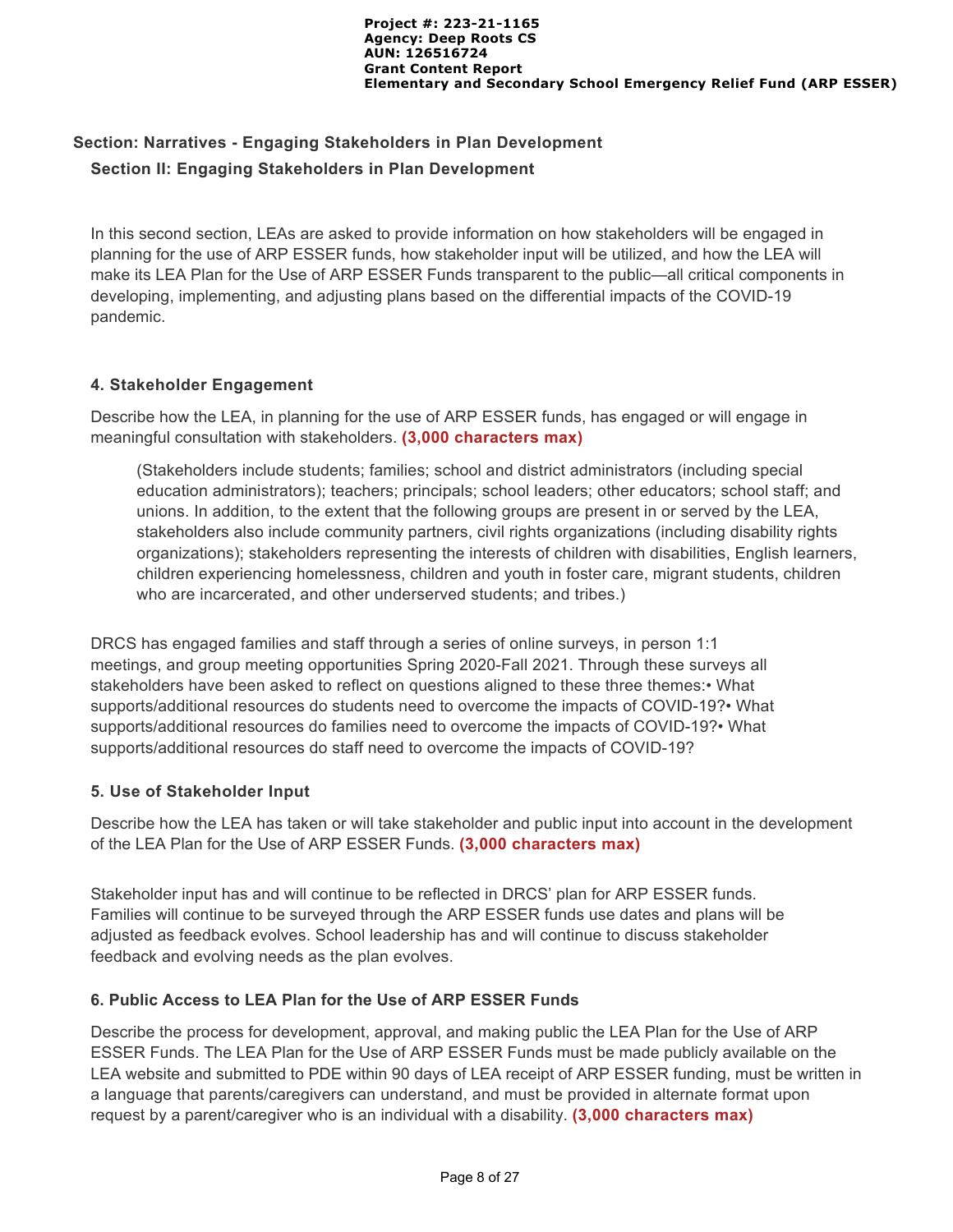## Section: Narratives - Engaging Stakeholders in Plan Development

### Section II: Engaging Stakeholders in Plan Development

In this second section, LEAs are asked to provide information on how stakeholders will be engaged in planning for the use of ARP ESSER funds, how stakeholder input will be utilized, and how the LEA will make its LEA Plan for the Use of ARP ESSER Funds transparent to the public—all critical components in developing, implementing, and adjusting plans based on the differential impacts of the COVID-19 pandemic.

#### 4. Stakeholder Engagement

Describe how the LEA, in planning for the use of ARP ESSER funds, has engaged or will engage in meaningful consultation with stakeholders. **(3,000 characters max)**

> (Stakeholders include students; families; school and district administrators (including special education administrators); teachers; principals; school leaders; other educators; school staff; and unions. In addition, to the extent that the following groups are present in or served by the LEA, stakeholders also include community partners, civil rights organizations (including disability rights organizations); stakeholders representing the interests of children with disabilities, English learners, children experiencing homelessness, children and youth in foster care, migrant students, children who are incarcerated, and other underserved students; and tribes.)

DRCS has engaged families and staff through a series of online surveys, in person 1:1 meetings, and group meeting opportunities Spring 2020-Fall 2021. Through these surveys all stakeholders have been asked to reflect on questions aligned to these three themes:• What supports/additional resources do students need to overcome the impacts of COVID-19?• What supports/additional resources do families need to overcome the impacts of COVID-19?• What supports/additional resources do staff need to overcome the impacts of COVID-19?

#### 5. Use of Stakeholder Input

Describe how the LEA has taken or will take stakeholder and public input into account in the development of the LEA Plan for the Use of ARP ESSER Funds. **(3,000 characters max)**

Stakeholder input has and will continue to be reflected in DRCS' plan for ARP ESSER funds. Families will continue to be surveyed through the ARP ESSER funds use dates and plans will be adjusted as feedback evolves. School leadership has and will continue to discuss stakeholder feedback and evolving needs as the plan evolves.

#### 6. Public Access to LEA Plan for the Use of ARP ESSER Funds

Describe the process for development, approval, and making public the LEA Plan for the Use of ARP ESSER Funds. The LEA Plan for the Use of ARP ESSER Funds must be made publicly available on the LEA website and submitted to PDE within 90 days of LEA receipt of ARP ESSER funding, must be written in a language that parents/caregivers can understand, and must be provided in alternate format upon request by a parent/caregiver who is an individual with a disability. **(3,000 characters max)**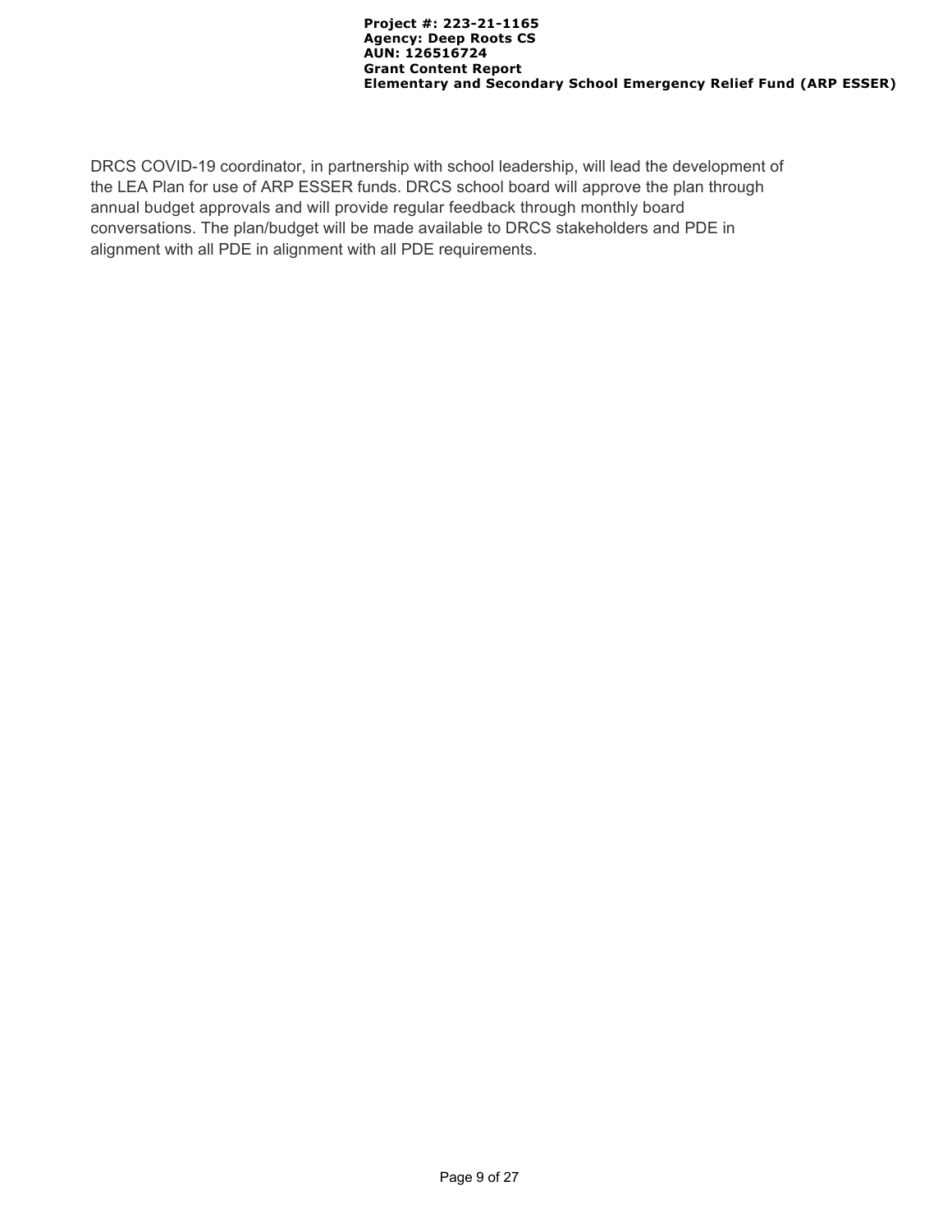DRCS COVID-19 coordinator, in partnership with school leadership, will lead the development of the LEA Plan for use of ARP ESSER funds. DRCS school board will approve the plan through annual budget approvals and will provide regular feedback through monthly board conversations. The plan/budget will be made available to DRCS stakeholders and PDE in alignment with all PDE in alignment with all PDE requirements.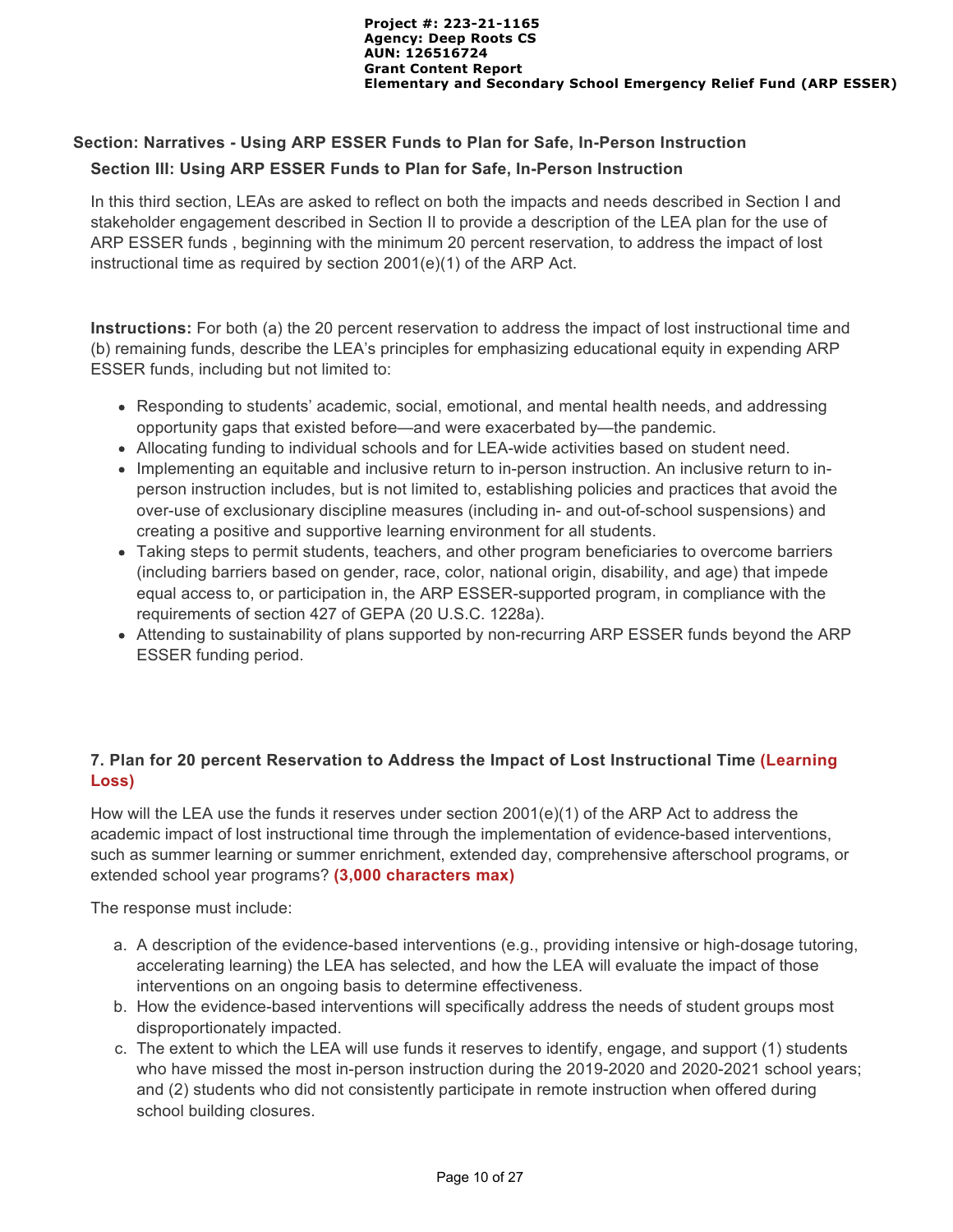## Section: Narratives - Using ARP ESSER Funds to Plan for Safe, In-Person Instruction

### Section III: Using ARP ESSER Funds to Plan for Safe, In-Person Instruction

In this third section, LEAs are asked to reflect on both the impacts and needs described in Section I and stakeholder engagement described in Section II to provide a description of the LEA plan for the use of ARP ESSER funds , beginning with the minimum 20 percent reservation, to address the impact of lost instructional time as required by section 2001(e)(1) of the ARP Act.

**Instructions:** For both (a) the 20 percent reservation to address the impact of lost instructional time and (b) remaining funds, describe the LEA's principles for emphasizing educational equity in expending ARP ESSER funds, including but not limited to:

- Responding to students' academic, social, emotional, and mental health needs, and addressing opportunity gaps that existed before—and were exacerbated by—the pandemic.
- Allocating funding to individual schools and for LEA-wide activities based on student need.
- Implementing an equitable and inclusive return to in-person instruction. An inclusive return to in-person instruction includes, but is not limited to, establishing policies and practices that avoid the over-use of exclusionary discipline measures (including in- and out-of-school suspensions) and creating a positive and supportive learning environment for all students.
- Taking steps to permit students, teachers, and other program beneficiaries to overcome barriers (including barriers based on gender, race, color, national origin, disability, and age) that impede equal access to, or participation in, the ARP ESSER-supported program, in compliance with the requirements of section 427 of GEPA (20 U.S.C. 1228a).
- Attending to sustainability of plans supported by non-recurring ARP ESSER funds beyond the ARP ESSER funding period.

### 7. Plan for 20 percent Reservation to Address the Impact of Lost Instructional Time (Learning Loss)

How will the LEA use the funds it reserves under section 2001(e)(1) of the ARP Act to address the academic impact of lost instructional time through the implementation of evidence-based interventions, such as summer learning or summer enrichment, extended day, comprehensive afterschool programs, or extended school year programs? **(3,000 characters max)**

The response must include:

a. A description of the evidence-based interventions (e.g., providing intensive or high-dosage tutoring, accelerating learning) the LEA has selected, and how the LEA will evaluate the impact of those interventions on an ongoing basis to determine effectiveness.
b. How the evidence-based interventions will specifically address the needs of student groups most disproportionately impacted.
c. The extent to which the LEA will use funds it reserves to identify, engage, and support (1) students who have missed the most in-person instruction during the 2019-2020 and 2020-2021 school years; and (2) students who did not consistently participate in remote instruction when offered during school building closures.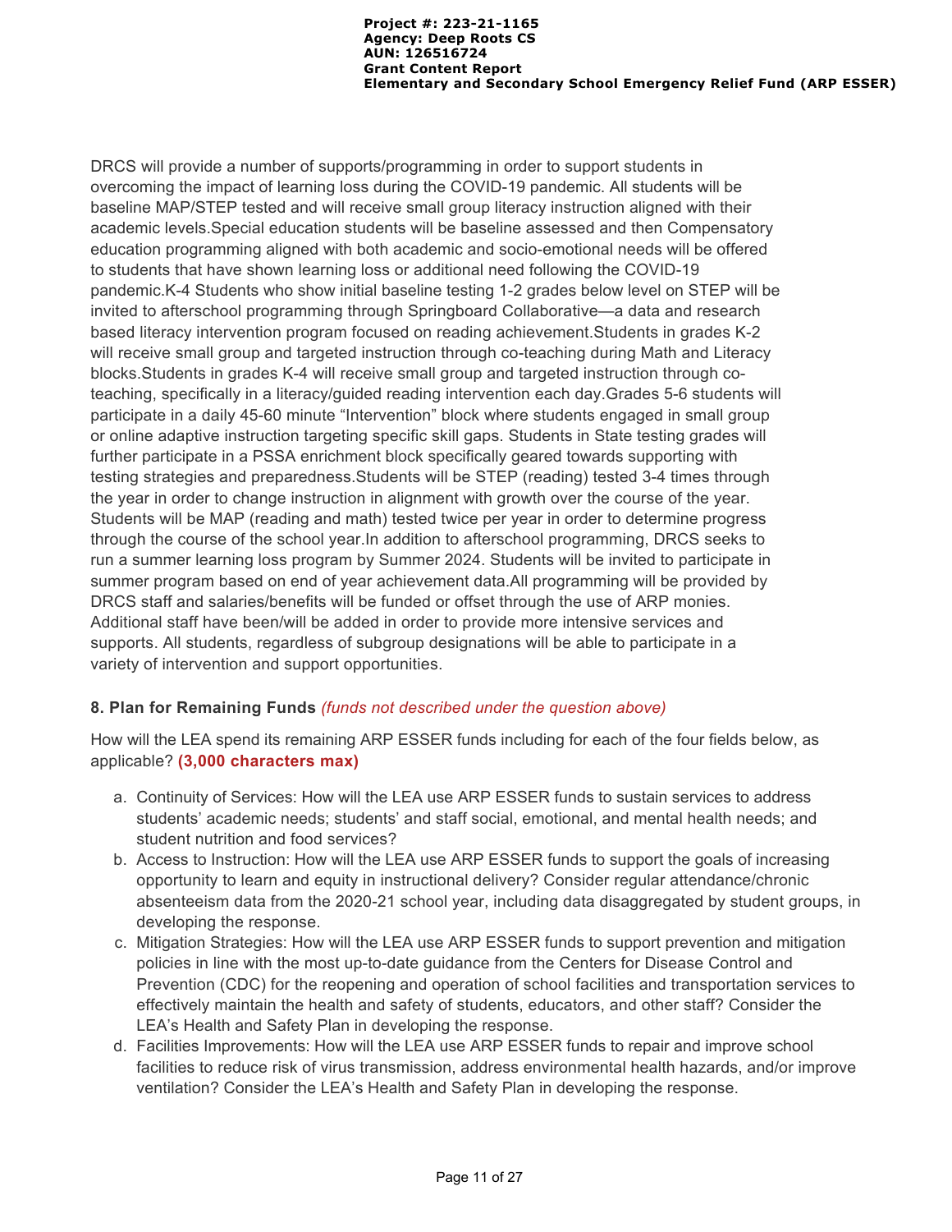DRCS will provide a number of supports/programming in order to support students in overcoming the impact of learning loss during the COVID-19 pandemic. All students will be baseline MAP/STEP tested and will receive small group literacy instruction aligned with their academic levels.Special education students will be baseline assessed and then Compensatory education programming aligned with both academic and socio-emotional needs will be offered to students that have shown learning loss or additional need following the COVID-19 pandemic.K-4 Students who show initial baseline testing 1-2 grades below level on STEP will be invited to afterschool programming through Springboard Collaborative—a data and research based literacy intervention program focused on reading achievement.Students in grades K-2 will receive small group and targeted instruction through co-teaching during Math and Literacy blocks.Students in grades K-4 will receive small group and targeted instruction through co-teaching, specifically in a literacy/guided reading intervention each day.Grades 5-6 students will participate in a daily 45-60 minute “Intervention” block where students engaged in small group or online adaptive instruction targeting specific skill gaps. Students in State testing grades will further participate in a PSSA enrichment block specifically geared towards supporting with testing strategies and preparedness.Students will be STEP (reading) tested 3-4 times through the year in order to change instruction in alignment with growth over the course of the year. Students will be MAP (reading and math) tested twice per year in order to determine progress through the course of the school year.In addition to afterschool programming, DRCS seeks to run a summer learning loss program by Summer 2024. Students will be invited to participate in summer program based on end of year achievement data.All programming will be provided by DRCS staff and salaries/benefits will be funded or offset through the use of ARP monies. Additional staff have been/will be added in order to provide more intensive services and supports. All students, regardless of subgroup designations will be able to participate in a variety of intervention and support opportunities.

### 8. Plan for Remaining Funds *(funds not described under the question above)*

How will the LEA spend its remaining ARP ESSER funds including for each of the four fields below, as applicable? **(3,000 characters max)**

a. Continuity of Services: How will the LEA use ARP ESSER funds to sustain services to address students’ academic needs; students’ and staff social, emotional, and mental health needs; and student nutrition and food services?
b. Access to Instruction: How will the LEA use ARP ESSER funds to support the goals of increasing opportunity to learn and equity in instructional delivery? Consider regular attendance/chronic absenteeism data from the 2020-21 school year, including data disaggregated by student groups, in developing the response.
c. Mitigation Strategies: How will the LEA use ARP ESSER funds to support prevention and mitigation policies in line with the most up-to-date guidance from the Centers for Disease Control and Prevention (CDC) for the reopening and operation of school facilities and transportation services to effectively maintain the health and safety of students, educators, and other staff? Consider the LEA’s Health and Safety Plan in developing the response.
d. Facilities Improvements: How will the LEA use ARP ESSER funds to repair and improve school facilities to reduce risk of virus transmission, address environmental health hazards, and/or improve ventilation? Consider the LEA’s Health and Safety Plan in developing the response.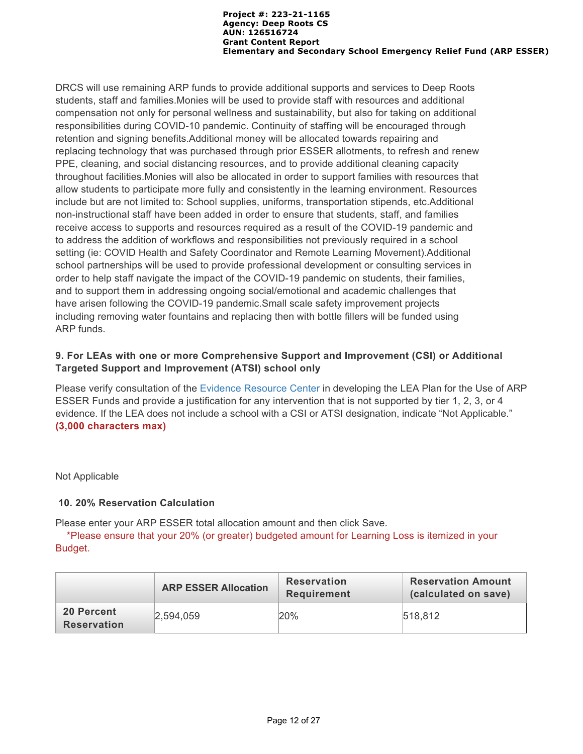DRCS will use remaining ARP funds to provide additional supports and services to Deep Roots students, staff and families.Monies will be used to provide staff with resources and additional compensation not only for personal wellness and sustainability, but also for taking on additional responsibilities during COVID-10 pandemic. Continuity of staffing will be encouraged through retention and signing benefits.Additional money will be allocated towards repairing and replacing technology that was purchased through prior ESSER allotments, to refresh and renew PPE, cleaning, and social distancing resources, and to provide additional cleaning capacity throughout facilities.Monies will also be allocated in order to support families with resources that allow students to participate more fully and consistently in the learning environment. Resources include but are not limited to: School supplies, uniforms, transportation stipends, etc.Additional non-instructional staff have been added in order to ensure that students, staff, and families receive access to supports and resources required as a result of the COVID-19 pandemic and to address the addition of workflows and responsibilities not previously required in a school setting (ie: COVID Health and Safety Coordinator and Remote Learning Movement).Additional school partnerships will be used to provide professional development or consulting services in order to help staff navigate the impact of the COVID-19 pandemic on students, their families, and to support them in addressing ongoing social/emotional and academic challenges that have arisen following the COVID-19 pandemic.Small scale safety improvement projects including removing water fountains and replacing then with bottle fillers will be funded using ARP funds.

### 9. For LEAs with one or more Comprehensive Support and Improvement (CSI) or Additional Targeted Support and Improvement (ATSI) school only

Please verify consultation of the Evidence Resource Center in developing the LEA Plan for the Use of ARP ESSER Funds and provide a justification for any intervention that is not supported by tier 1, 2, 3, or 4 evidence. If the LEA does not include a school with a CSI or ATSI designation, indicate "Not Applicable." **(3,000 characters max)**

Not Applicable

### 10. 20% Reservation Calculation

Please enter your ARP ESSER total allocation amount and then click Save.

*Please ensure that your 20% (or greater) budgeted amount for Learning Loss is itemized in your Budget.

| | ARP ESSER Allocation | Reservation Requirement | Reservation Amount (calculated on save) |
|---|---|---|---|
| **20 Percent Reservation** | 2,594,059 | 20% | 518,812 |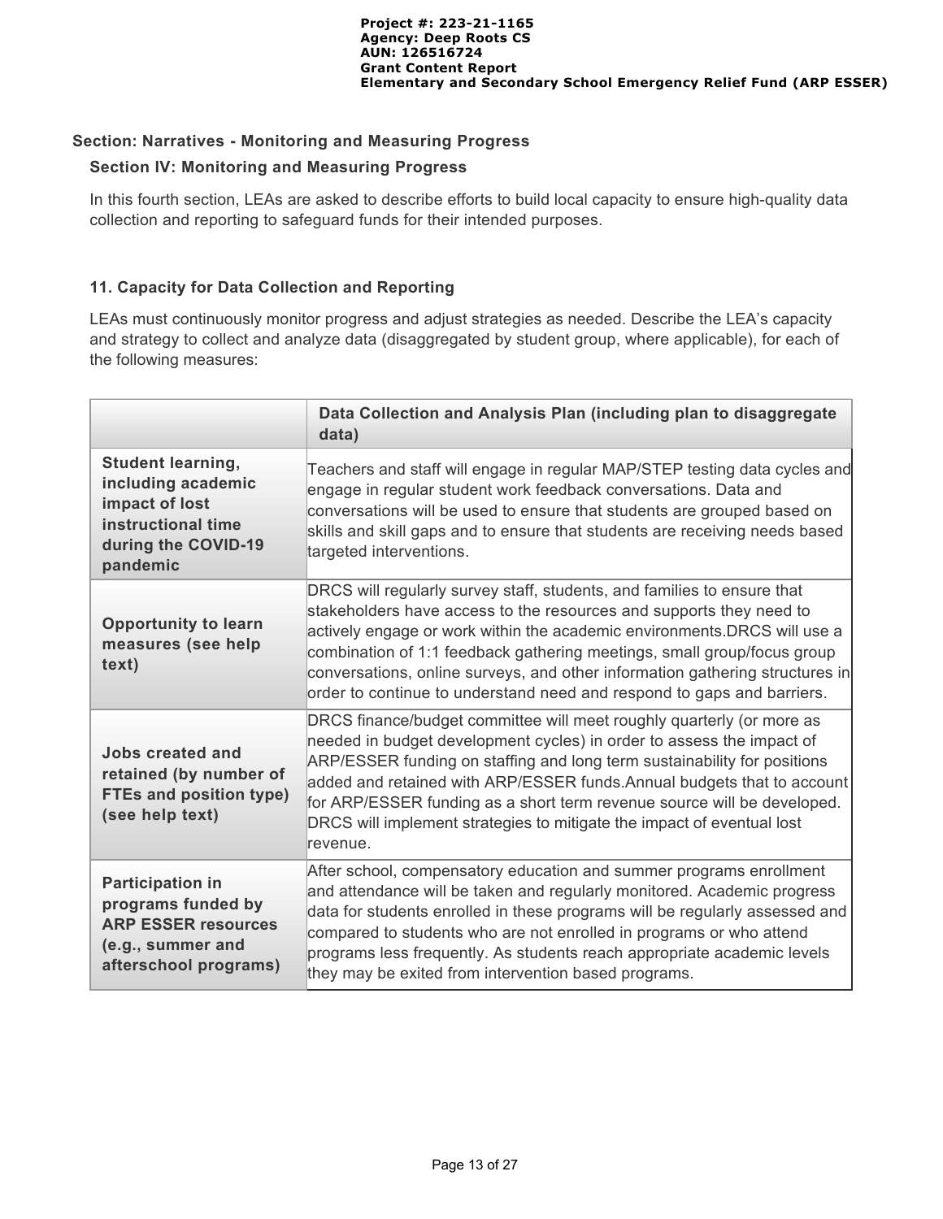## Section: Narratives - Monitoring and Measuring Progress

### Section IV: Monitoring and Measuring Progress

In this fourth section, LEAs are asked to describe efforts to build local capacity to ensure high-quality data collection and reporting to safeguard funds for their intended purposes.

### 11. Capacity for Data Collection and Reporting

LEAs must continuously monitor progress and adjust strategies as needed. Describe the LEA's capacity and strategy to collect and analyze data (disaggregated by student group, where applicable), for each of the following measures:

| | Data Collection and Analysis Plan (including plan to disaggregate data) |
|---|---|
| **Student learning, including academic impact of lost instructional time during the COVID-19 pandemic** | Teachers and staff will engage in regular MAP/STEP testing data cycles and engage in regular student work feedback conversations. Data and conversations will be used to ensure that students are grouped based on skills and skill gaps and to ensure that students are receiving needs based targeted interventions. |
| **Opportunity to learn measures (see help text)** | DRCS will regularly survey staff, students, and families to ensure that stakeholders have access to the resources and supports they need to actively engage or work within the academic environments.DRCS will use a combination of 1:1 feedback gathering meetings, small group/focus group conversations, online surveys, and other information gathering structures in order to continue to understand need and respond to gaps and barriers. |
| **Jobs created and retained (by number of FTEs and position type) (see help text)** | DRCS finance/budget committee will meet roughly quarterly (or more as needed in budget development cycles) in order to assess the impact of ARP/ESSER funding on staffing and long term sustainability for positions added and retained with ARP/ESSER funds.Annual budgets that to account for ARP/ESSER funding as a short term revenue source will be developed. DRCS will implement strategies to mitigate the impact of eventual lost revenue. |
| **Participation in programs funded by ARP ESSER resources (e.g., summer and afterschool programs)** | After school, compensatory education and summer programs enrollment and attendance will be taken and regularly monitored. Academic progress data for students enrolled in these programs will be regularly assessed and compared to students who are not enrolled in programs or who attend programs less frequently. As students reach appropriate academic levels they may be exited from intervention based programs. |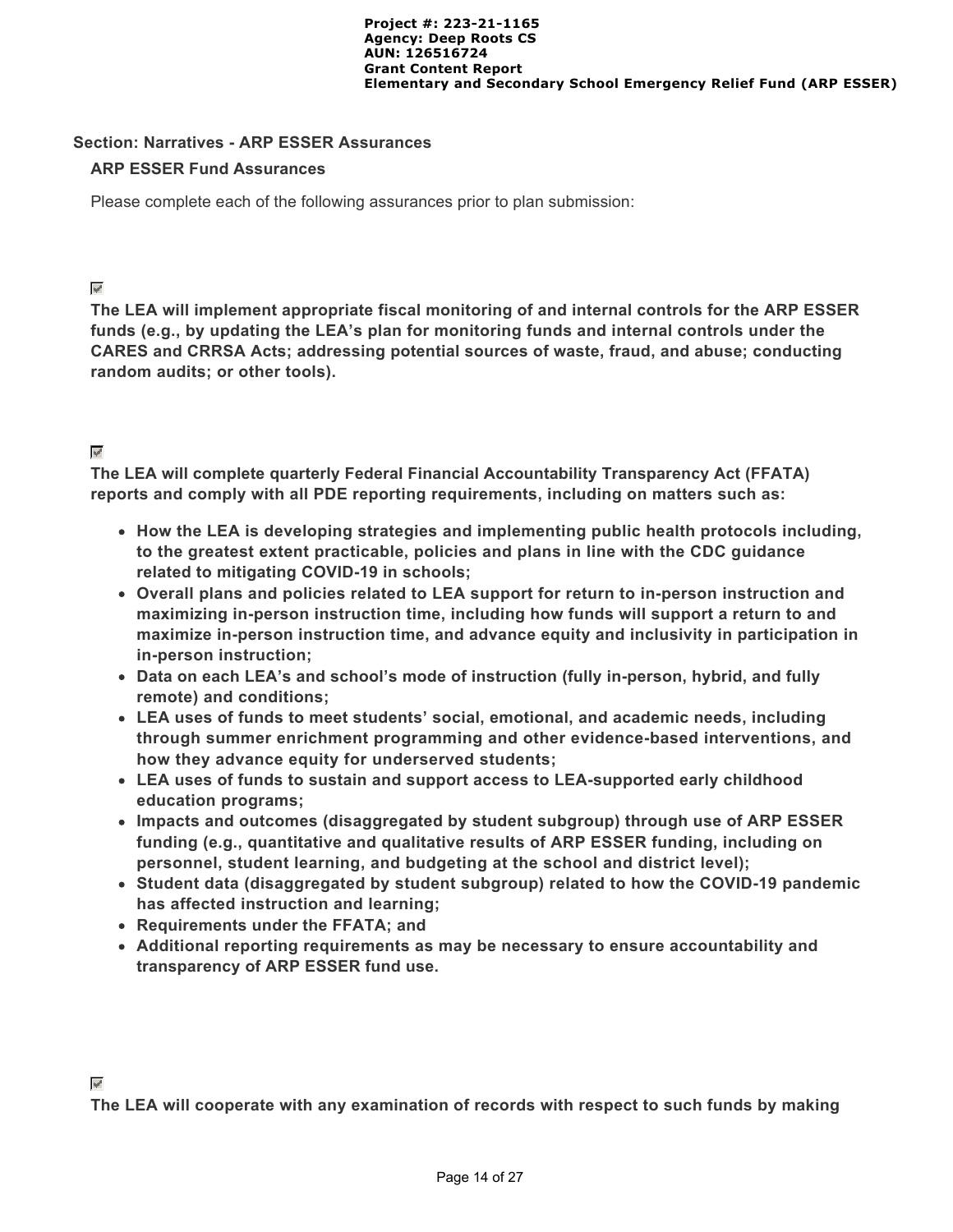## Section: Narratives - ARP ESSER Assurances

### ARP ESSER Fund Assurances

Please complete each of the following assurances prior to plan submission:

☑

**The LEA will implement appropriate fiscal monitoring of and internal controls for the ARP ESSER funds (e.g., by updating the LEA's plan for monitoring funds and internal controls under the CARES and CRRSA Acts; addressing potential sources of waste, fraud, and abuse; conducting random audits; or other tools).**

☑

**The LEA will complete quarterly Federal Financial Accountability Transparency Act (FFATA) reports and comply with all PDE reporting requirements, including on matters such as:**

- **How the LEA is developing strategies and implementing public health protocols including, to the greatest extent practicable, policies and plans in line with the CDC guidance related to mitigating COVID-19 in schools;**
- **Overall plans and policies related to LEA support for return to in-person instruction and maximizing in-person instruction time, including how funds will support a return to and maximize in-person instruction time, and advance equity and inclusivity in participation in in-person instruction;**
- **Data on each LEA's and school's mode of instruction (fully in-person, hybrid, and fully remote) and conditions;**
- **LEA uses of funds to meet students' social, emotional, and academic needs, including through summer enrichment programming and other evidence-based interventions, and how they advance equity for underserved students;**
- **LEA uses of funds to sustain and support access to LEA-supported early childhood education programs;**
- **Impacts and outcomes (disaggregated by student subgroup) through use of ARP ESSER funding (e.g., quantitative and qualitative results of ARP ESSER funding, including on personnel, student learning, and budgeting at the school and district level);**
- **Student data (disaggregated by student subgroup) related to how the COVID-19 pandemic has affected instruction and learning;**
- **Requirements under the FFATA; and**
- **Additional reporting requirements as may be necessary to ensure accountability and transparency of ARP ESSER fund use.**

☑

**The LEA will cooperate with any examination of records with respect to such funds by making**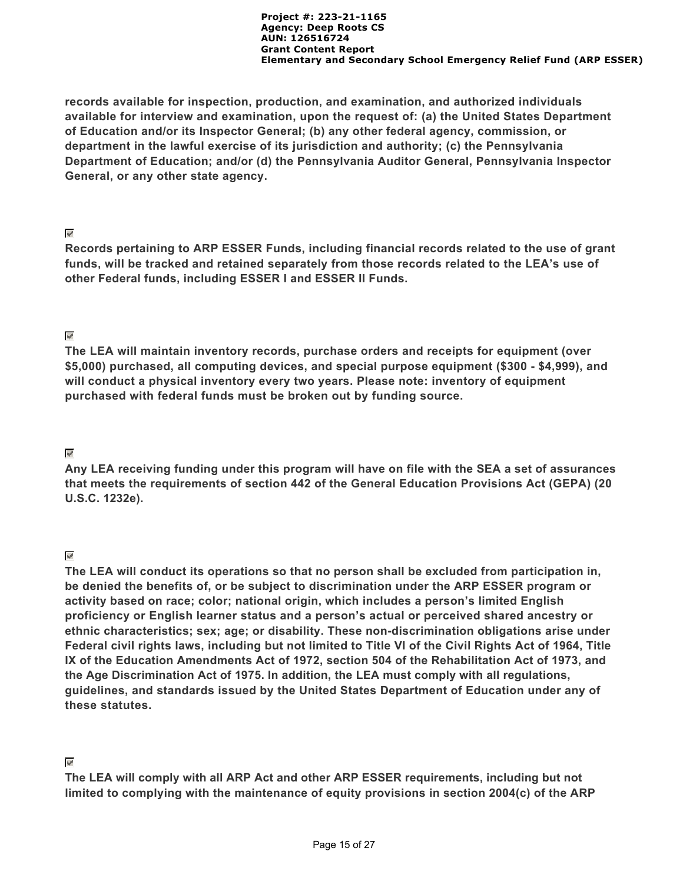**records available for inspection, production, and examination, and authorized individuals available for interview and examination, upon the request of: (a) the United States Department of Education and/or its Inspector General; (b) any other federal agency, commission, or department in the lawful exercise of its jurisdiction and authority; (c) the Pennsylvania Department of Education; and/or (d) the Pennsylvania Auditor General, Pennsylvania Inspector General, or any other state agency.**

☑

**Records pertaining to ARP ESSER Funds, including financial records related to the use of grant funds, will be tracked and retained separately from those records related to the LEA's use of other Federal funds, including ESSER I and ESSER II Funds.**

☑

**The LEA will maintain inventory records, purchase orders and receipts for equipment (over $5,000) purchased, all computing devices, and special purpose equipment ($300 - $4,999), and will conduct a physical inventory every two years. Please note: inventory of equipment purchased with federal funds must be broken out by funding source.**

☑

**Any LEA receiving funding under this program will have on file with the SEA a set of assurances that meets the requirements of section 442 of the General Education Provisions Act (GEPA) (20 U.S.C. 1232e).**

☑

**The LEA will conduct its operations so that no person shall be excluded from participation in, be denied the benefits of, or be subject to discrimination under the ARP ESSER program or activity based on race; color; national origin, which includes a person's limited English proficiency or English learner status and a person's actual or perceived shared ancestry or ethnic characteristics; sex; age; or disability. These non-discrimination obligations arise under Federal civil rights laws, including but not limited to Title VI of the Civil Rights Act of 1964, Title IX of the Education Amendments Act of 1972, section 504 of the Rehabilitation Act of 1973, and the Age Discrimination Act of 1975. In addition, the LEA must comply with all regulations, guidelines, and standards issued by the United States Department of Education under any of these statutes.**

☑

**The LEA will comply with all ARP Act and other ARP ESSER requirements, including but not limited to complying with the maintenance of equity provisions in section 2004(c) of the ARP**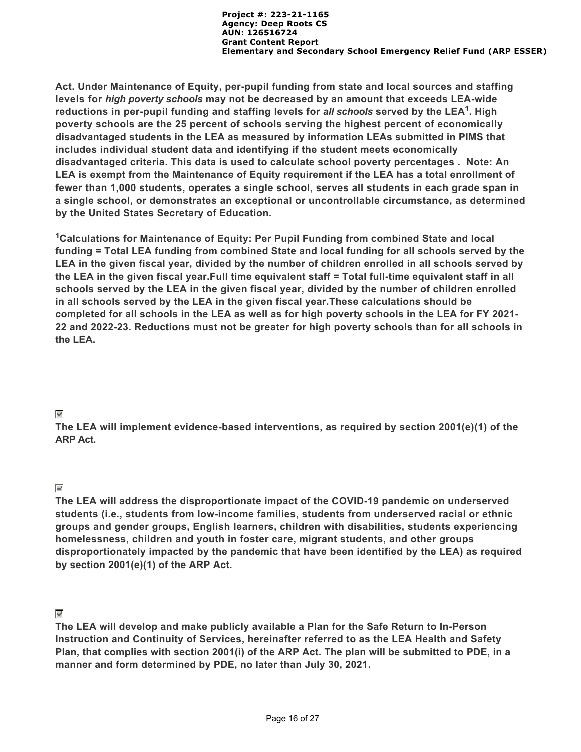**Act. Under Maintenance of Equity, per-pupil funding from state and local sources and staffing levels for *high poverty schools* may not be decreased by an amount that exceeds LEA-wide reductions in per-pupil funding and staffing levels for *all schools* served by the LEA[1]. High poverty schools are the 25 percent of schools serving the highest percent of economically disadvantaged students in the LEA as measured by information LEAs submitted in PIMS that includes individual student data and identifying if the student meets economically disadvantaged criteria. This data is used to calculate school poverty percentages . Note: An LEA is exempt from the Maintenance of Equity requirement if the LEA has a total enrollment of fewer than 1,000 students, operates a single school, serves all students in each grade span in a single school, or demonstrates an exceptional or uncontrollable circumstance, as determined by the United States Secretary of Education.**

**[1]Calculations for Maintenance of Equity: Per Pupil Funding from combined State and local funding = Total LEA funding from combined State and local funding for all schools served by the LEA in the given fiscal year, divided by the number of children enrolled in all schools served by the LEA in the given fiscal year.Full time equivalent staff = Total full-time equivalent staff in all schools served by the LEA in the given fiscal year, divided by the number of children enrolled in all schools served by the LEA in the given fiscal year.These calculations should be completed for all schools in the LEA as well as for high poverty schools in the LEA for FY 2021-22 and 2022-23. Reductions must not be greater for high poverty schools than for all schools in the LEA.**

☑

**The LEA will implement evidence-based interventions, as required by section 2001(e)(1) of the ARP Act.**

☑

**The LEA will address the disproportionate impact of the COVID-19 pandemic on underserved students (i.e., students from low-income families, students from underserved racial or ethnic groups and gender groups, English learners, children with disabilities, students experiencing homelessness, children and youth in foster care, migrant students, and other groups disproportionately impacted by the pandemic that have been identified by the LEA) as required by section 2001(e)(1) of the ARP Act.**

☑

**The LEA will develop and make publicly available a Plan for the Safe Return to In-Person Instruction and Continuity of Services, hereinafter referred to as the LEA Health and Safety Plan, that complies with section 2001(i) of the ARP Act. The plan will be submitted to PDE, in a manner and form determined by PDE, no later than July 30, 2021.**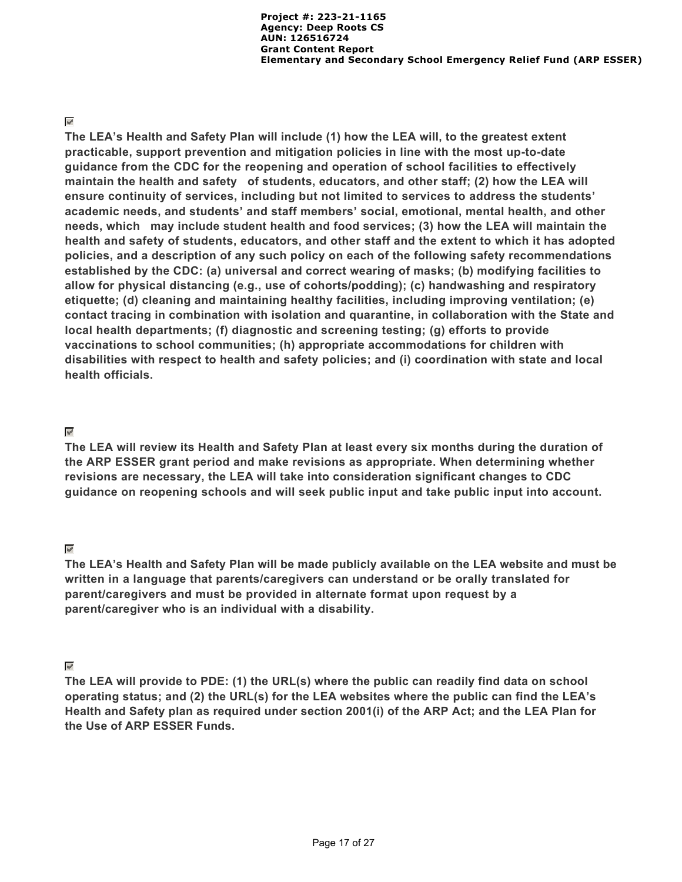☑

**The LEA's Health and Safety Plan will include (1) how the LEA will, to the greatest extent practicable, support prevention and mitigation policies in line with the most up-to-date guidance from the CDC for the reopening and operation of school facilities to effectively maintain the health and safety of students, educators, and other staff; (2) how the LEA will ensure continuity of services, including but not limited to services to address the students' academic needs, and students' and staff members' social, emotional, mental health, and other needs, which may include student health and food services; (3) how the LEA will maintain the health and safety of students, educators, and other staff and the extent to which it has adopted policies, and a description of any such policy on each of the following safety recommendations established by the CDC: (a) universal and correct wearing of masks; (b) modifying facilities to allow for physical distancing (e.g., use of cohorts/podding); (c) handwashing and respiratory etiquette; (d) cleaning and maintaining healthy facilities, including improving ventilation; (e) contact tracing in combination with isolation and quarantine, in collaboration with the State and local health departments; (f) diagnostic and screening testing; (g) efforts to provide vaccinations to school communities; (h) appropriate accommodations for children with disabilities with respect to health and safety policies; and (i) coordination with state and local health officials.**

☑

**The LEA will review its Health and Safety Plan at least every six months during the duration of the ARP ESSER grant period and make revisions as appropriate. When determining whether revisions are necessary, the LEA will take into consideration significant changes to CDC guidance on reopening schools and will seek public input and take public input into account.**

☑

**The LEA's Health and Safety Plan will be made publicly available on the LEA website and must be written in a language that parents/caregivers can understand or be orally translated for parent/caregivers and must be provided in alternate format upon request by a parent/caregiver who is an individual with a disability.**

☑

**The LEA will provide to PDE: (1) the URL(s) where the public can readily find data on school operating status; and (2) the URL(s) for the LEA websites where the public can find the LEA's Health and Safety plan as required under section 2001(i) of the ARP Act; and the LEA Plan for the Use of ARP ESSER Funds.**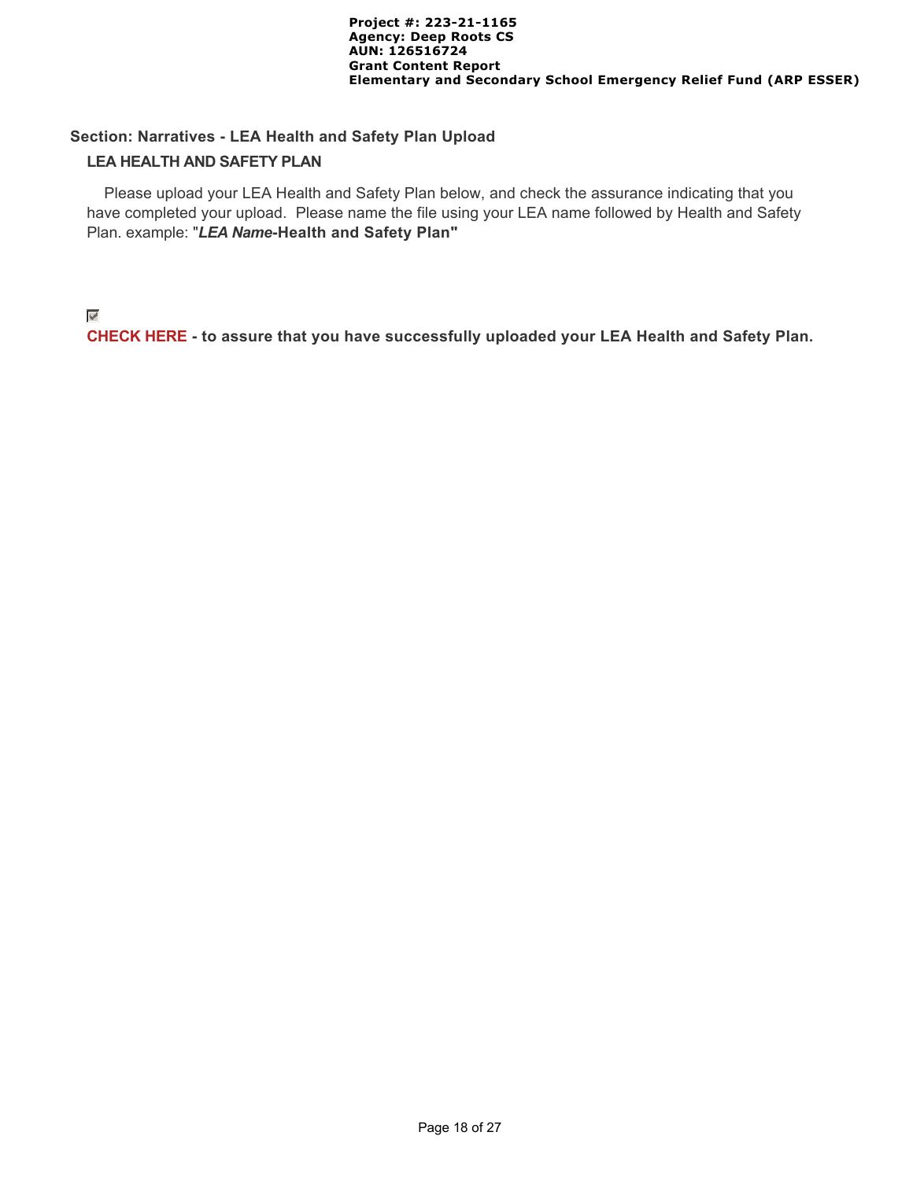## Section: Narratives - LEA Health and Safety Plan Upload

### LEA HEALTH AND SAFETY PLAN

Please upload your LEA Health and Safety Plan below, and check the assurance indicating that you have completed your upload. Please name the file using your LEA name followed by Health and Safety Plan. example: "***LEA Name*-Health and Safety Plan"**

☑

**CHECK HERE - to assure that you have successfully uploaded your LEA Health and Safety Plan.**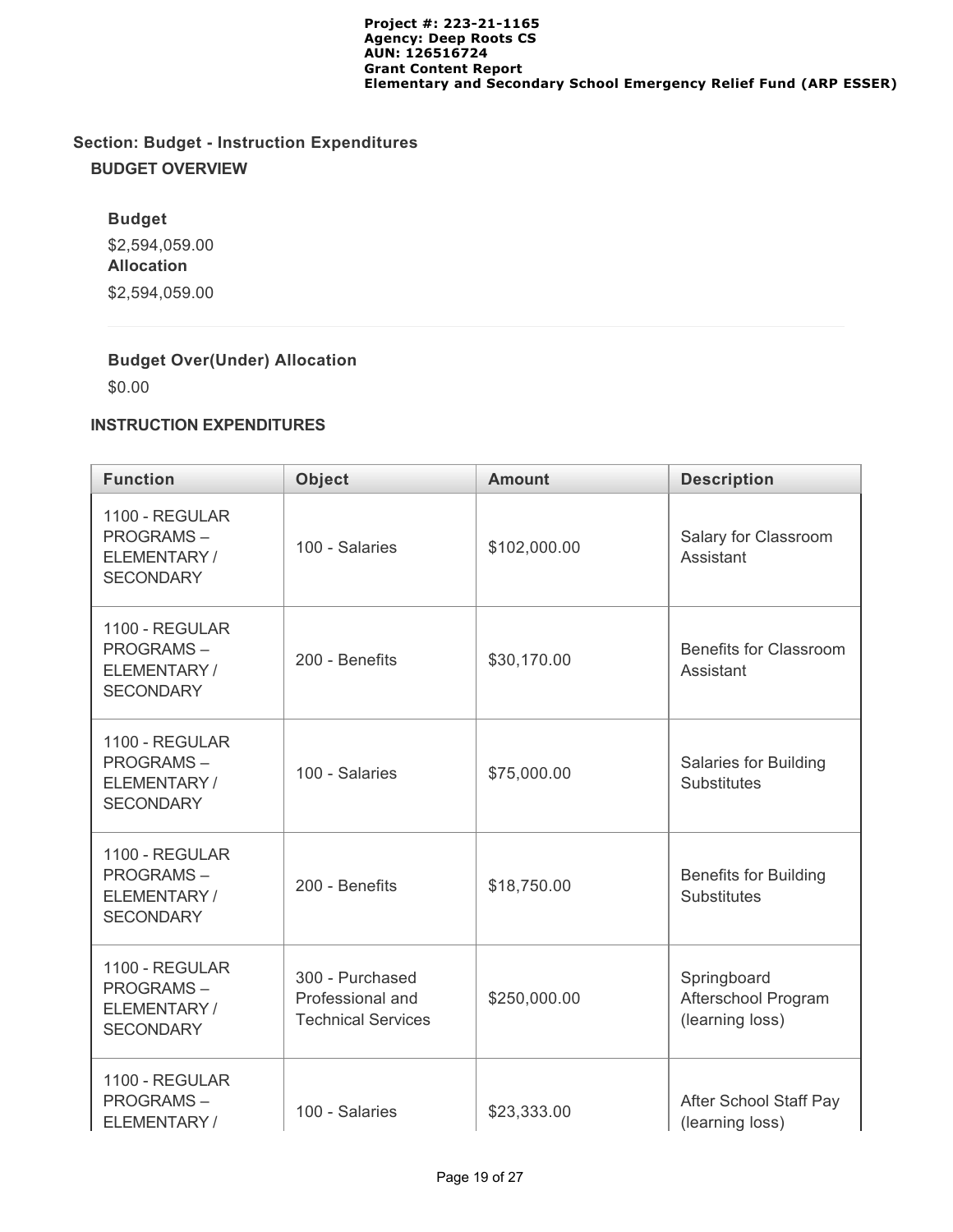**Section: Budget - Instruction Expenditures**

**BUDGET OVERVIEW**

**Budget**

$2,594,059.00

**Allocation**

$2,594,059.00

**Budget Over(Under) Allocation**

$0.00

**INSTRUCTION EXPENDITURES**

| Function | Object | Amount | Description |
|---|---|---|---|
| 1100 - REGULAR PROGRAMS – ELEMENTARY / SECONDARY | 100 - Salaries | $102,000.00 | Salary for Classroom Assistant |
| 1100 - REGULAR PROGRAMS – ELEMENTARY / SECONDARY | 200 - Benefits | $30,170.00 | Benefits for Classroom Assistant |
| 1100 - REGULAR PROGRAMS – ELEMENTARY / SECONDARY | 100 - Salaries | $75,000.00 | Salaries for Building Substitutes |
| 1100 - REGULAR PROGRAMS – ELEMENTARY / SECONDARY | 200 - Benefits | $18,750.00 | Benefits for Building Substitutes |
| 1100 - REGULAR PROGRAMS – ELEMENTARY / SECONDARY | 300 - Purchased Professional and Technical Services | $250,000.00 | Springboard Afterschool Program (learning loss) |
| 1100 - REGULAR PROGRAMS – ELEMENTARY / | 100 - Salaries | $23,333.00 | After School Staff Pay (learning loss) |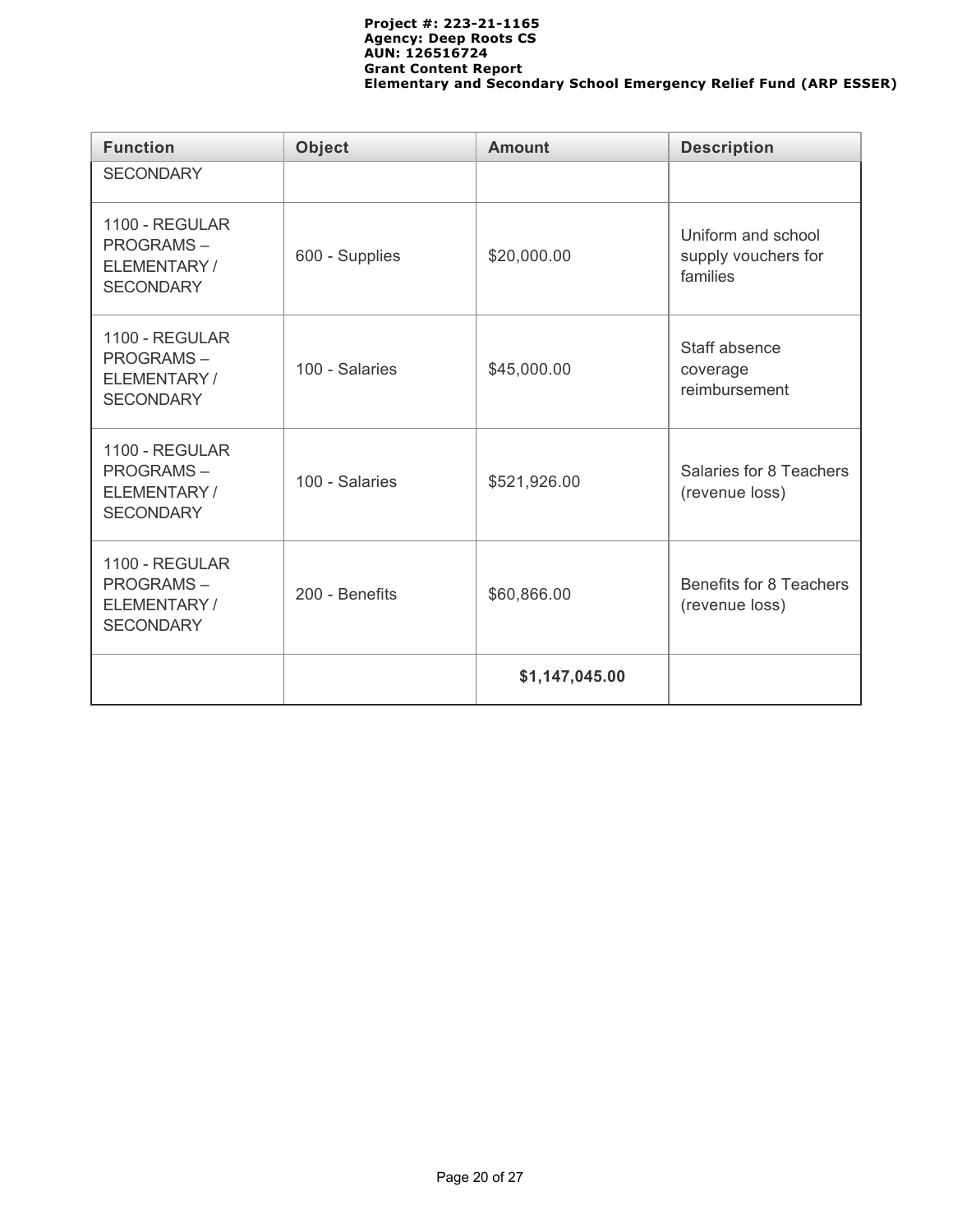| Function | Object | Amount | Description |
|---|---|---|---|
| SECONDARY | | | |
| 1100 - REGULAR PROGRAMS – ELEMENTARY / SECONDARY | 600 - Supplies | $20,000.00 | Uniform and school supply vouchers for families |
| 1100 - REGULAR PROGRAMS – ELEMENTARY / SECONDARY | 100 - Salaries | $45,000.00 | Staff absence coverage reimbursement |
| 1100 - REGULAR PROGRAMS – ELEMENTARY / SECONDARY | 100 - Salaries | $521,926.00 | Salaries for 8 Teachers (revenue loss) |
| 1100 - REGULAR PROGRAMS – ELEMENTARY / SECONDARY | 200 - Benefits | $60,866.00 | Benefits for 8 Teachers (revenue loss) |
| | | **$1,147,045.00** | |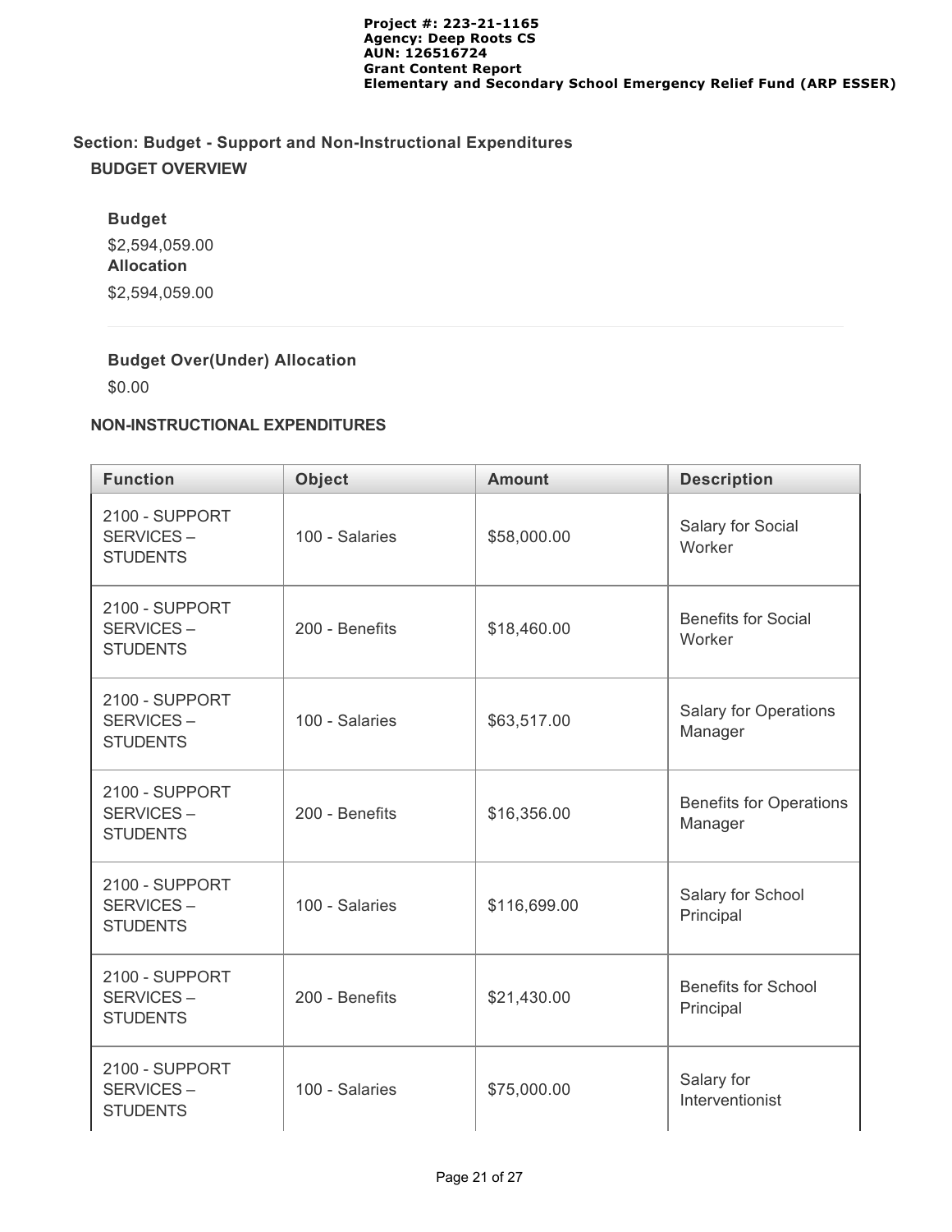## Section: Budget - Support and Non-Instructional Expenditures

### BUDGET OVERVIEW

**Budget**

$2,594,059.00

**Allocation**

$2,594,059.00

**Budget Over(Under) Allocation**

$0.00

### NON-INSTRUCTIONAL EXPENDITURES

| Function | Object | Amount | Description |
|---|---|---|---|
| 2100 - SUPPORT SERVICES – STUDENTS | 100 - Salaries | $58,000.00 | Salary for Social Worker |
| 2100 - SUPPORT SERVICES – STUDENTS | 200 - Benefits | $18,460.00 | Benefits for Social Worker |
| 2100 - SUPPORT SERVICES – STUDENTS | 100 - Salaries | $63,517.00 | Salary for Operations Manager |
| 2100 - SUPPORT SERVICES – STUDENTS | 200 - Benefits | $16,356.00 | Benefits for Operations Manager |
| 2100 - SUPPORT SERVICES – STUDENTS | 100 - Salaries | $116,699.00 | Salary for School Principal |
| 2100 - SUPPORT SERVICES – STUDENTS | 200 - Benefits | $21,430.00 | Benefits for School Principal |
| 2100 - SUPPORT SERVICES – STUDENTS | 100 - Salaries | $75,000.00 | Salary for Interventionist |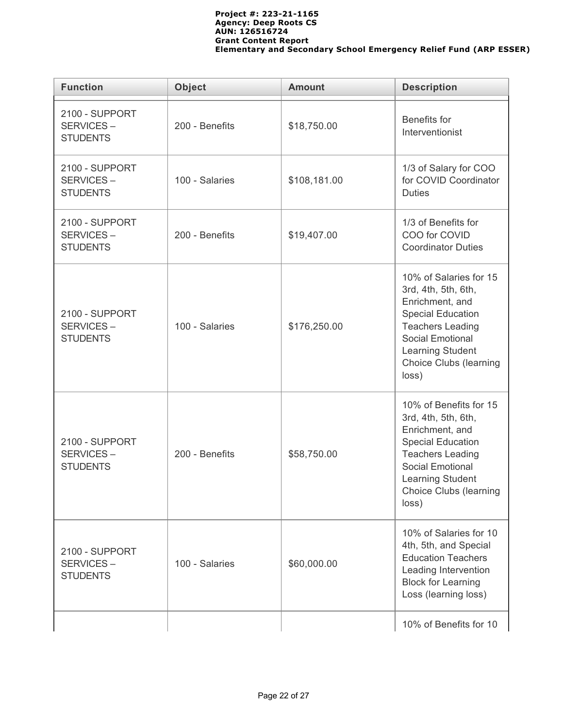| Function | Object | Amount | Description |
|---|---|---|---|
| 2100 - SUPPORT SERVICES – STUDENTS | 200 - Benefits | $18,750.00 | Benefits for Interventionist |
| 2100 - SUPPORT SERVICES – STUDENTS | 100 - Salaries | $108,181.00 | 1/3 of Salary for COO for COVID Coordinator Duties |
| 2100 - SUPPORT SERVICES – STUDENTS | 200 - Benefits | $19,407.00 | 1/3 of Benefits for COO for COVID Coordinator Duties |
| 2100 - SUPPORT SERVICES – STUDENTS | 100 - Salaries | $176,250.00 | 10% of Salaries for 15 3rd, 4th, 5th, 6th, Enrichment, and Special Education Teachers Leading Social Emotional Learning Student Choice Clubs (learning loss) |
| 2100 - SUPPORT SERVICES – STUDENTS | 200 - Benefits | $58,750.00 | 10% of Benefits for 15 3rd, 4th, 5th, 6th, Enrichment, and Special Education Teachers Leading Social Emotional Learning Student Choice Clubs (learning loss) |
| 2100 - SUPPORT SERVICES – STUDENTS | 100 - Salaries | $60,000.00 | 10% of Salaries for 10 4th, 5th, and Special Education Teachers Leading Intervention Block for Learning Loss (learning loss) |
| | | | 10% of Benefits for 10 |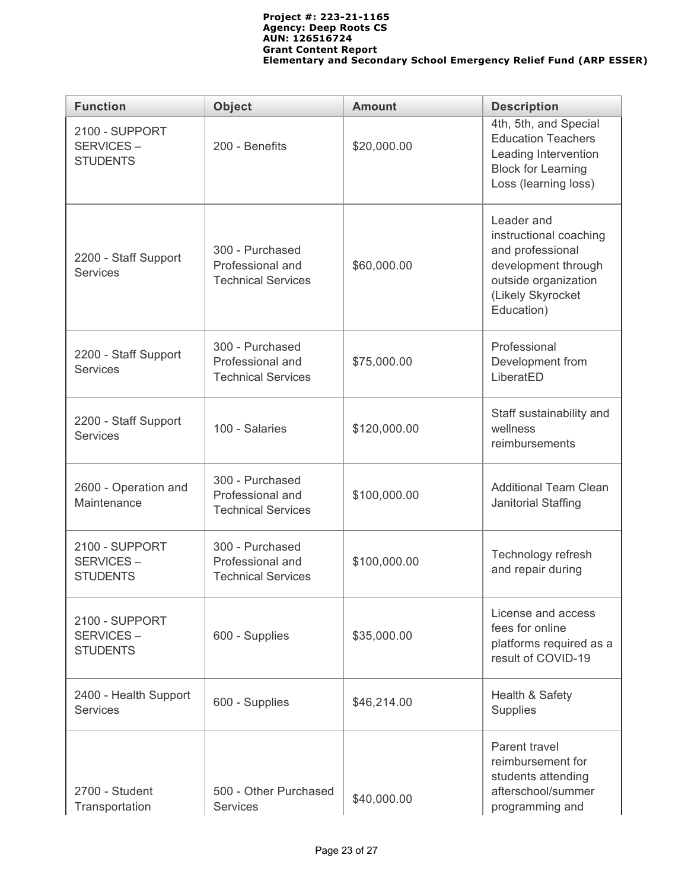Project #: 223-21-1165
Agency: Deep Roots CS
AUN: 126516724
Grant Content Report
Elementary and Secondary School Emergency Relief Fund (ARP ESSER)

| Function | Object | Amount | Description |
|---|---|---|---|
| 2100 - SUPPORT SERVICES – STUDENTS | 200 - Benefits | $20,000.00 | 4th, 5th, and Special Education Teachers Leading Intervention Block for Learning Loss (learning loss) |
| 2200 - Staff Support Services | 300 - Purchased Professional and Technical Services | $60,000.00 | Leader and instructional coaching and professional development through outside organization (Likely Skyrocket Education) |
| 2200 - Staff Support Services | 300 - Purchased Professional and Technical Services | $75,000.00 | Professional Development from LiberatED |
| 2200 - Staff Support Services | 100 - Salaries | $120,000.00 | Staff sustainability and wellness reimbursements |
| 2600 - Operation and Maintenance | 300 - Purchased Professional and Technical Services | $100,000.00 | Additional Team Clean Janitorial Staffing |
| 2100 - SUPPORT SERVICES – STUDENTS | 300 - Purchased Professional and Technical Services | $100,000.00 | Technology refresh and repair during |
| 2100 - SUPPORT SERVICES – STUDENTS | 600 - Supplies | $35,000.00 | License and access fees for online platforms required as a result of COVID-19 |
| 2400 - Health Support Services | 600 - Supplies | $46,214.00 | Health & Safety Supplies |
| 2700 - Student Transportation | 500 - Other Purchased Services | $40,000.00 | Parent travel reimbursement for students attending afterschool/summer programming and |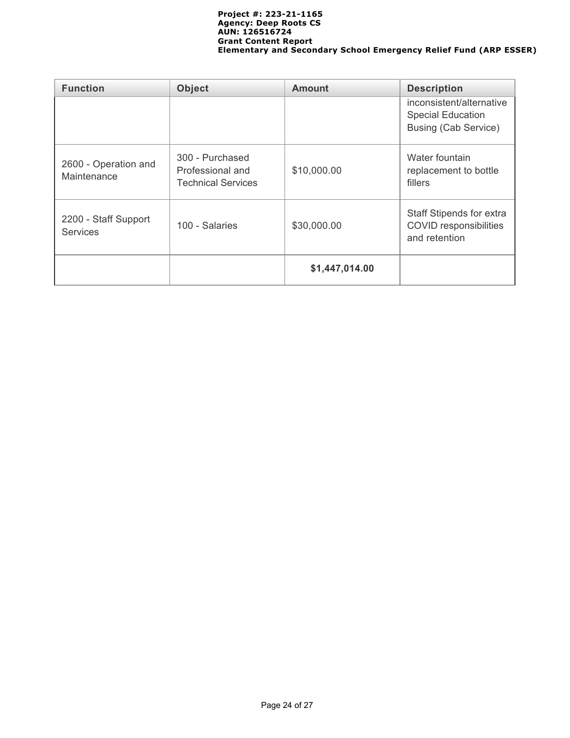| Function | Object | Amount | Description |
|---|---|---|---|
| | | | inconsistent/alternative Special Education Busing (Cab Service) |
| 2600 - Operation and Maintenance | 300 - Purchased Professional and Technical Services | $10,000.00 | Water fountain replacement to bottle fillers |
| 2200 - Staff Support Services | 100 - Salaries | $30,000.00 | Staff Stipends for extra COVID responsibilities and retention |
| | | **$1,447,014.00** | |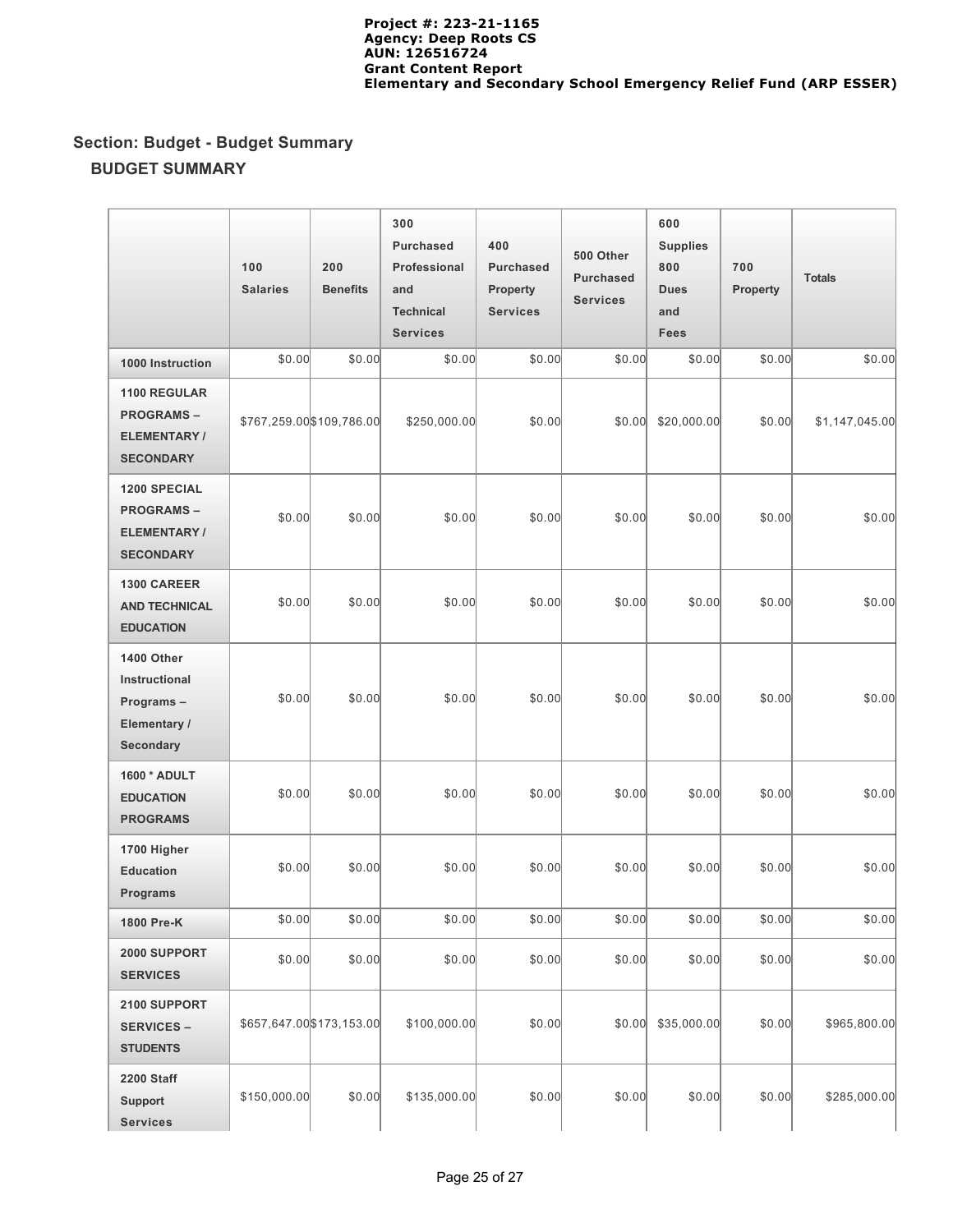Project #: 223-21-1165
Agency: Deep Roots CS
AUN: 126516724
Grant Content Report
Elementary and Secondary School Emergency Relief Fund (ARP ESSER)

## Section: Budget - Budget Summary

### BUDGET SUMMARY

| | 100 Salaries | 200 Benefits | 300 Purchased Professional and Technical Services | 400 Purchased Property Services | 500 Other Purchased Services | 600 Supplies 800 Dues and Fees | 700 Property | Totals |
|---|---|---|---|---|---|---|---|---|
| **1000 Instruction** | $0.00 | $0.00 | $0.00 | $0.00 | $0.00 | $0.00 | $0.00 | $0.00 |
| **1100 REGULAR PROGRAMS – ELEMENTARY / SECONDARY** | $767,259.00 | $109,786.00 | $250,000.00 | $0.00 | $0.00 | $20,000.00 | $0.00 | $1,147,045.00 |
| **1200 SPECIAL PROGRAMS – ELEMENTARY / SECONDARY** | $0.00 | $0.00 | $0.00 | $0.00 | $0.00 | $0.00 | $0.00 | $0.00 |
| **1300 CAREER AND TECHNICAL EDUCATION** | $0.00 | $0.00 | $0.00 | $0.00 | $0.00 | $0.00 | $0.00 | $0.00 |
| **1400 Other Instructional Programs – Elementary / Secondary** | $0.00 | $0.00 | $0.00 | $0.00 | $0.00 | $0.00 | $0.00 | $0.00 |
| **1600 * ADULT EDUCATION PROGRAMS** | $0.00 | $0.00 | $0.00 | $0.00 | $0.00 | $0.00 | $0.00 | $0.00 |
| **1700 Higher Education Programs** | $0.00 | $0.00 | $0.00 | $0.00 | $0.00 | $0.00 | $0.00 | $0.00 |
| **1800 Pre-K** | $0.00 | $0.00 | $0.00 | $0.00 | $0.00 | $0.00 | $0.00 | $0.00 |
| **2000 SUPPORT SERVICES** | $0.00 | $0.00 | $0.00 | $0.00 | $0.00 | $0.00 | $0.00 | $0.00 |
| **2100 SUPPORT SERVICES – STUDENTS** | $657,647.00 | $173,153.00 | $100,000.00 | $0.00 | $0.00 | $35,000.00 | $0.00 | $965,800.00 |
| **2200 Staff Support Services** | $150,000.00 | $0.00 | $135,000.00 | $0.00 | $0.00 | $0.00 | $0.00 | $285,000.00 |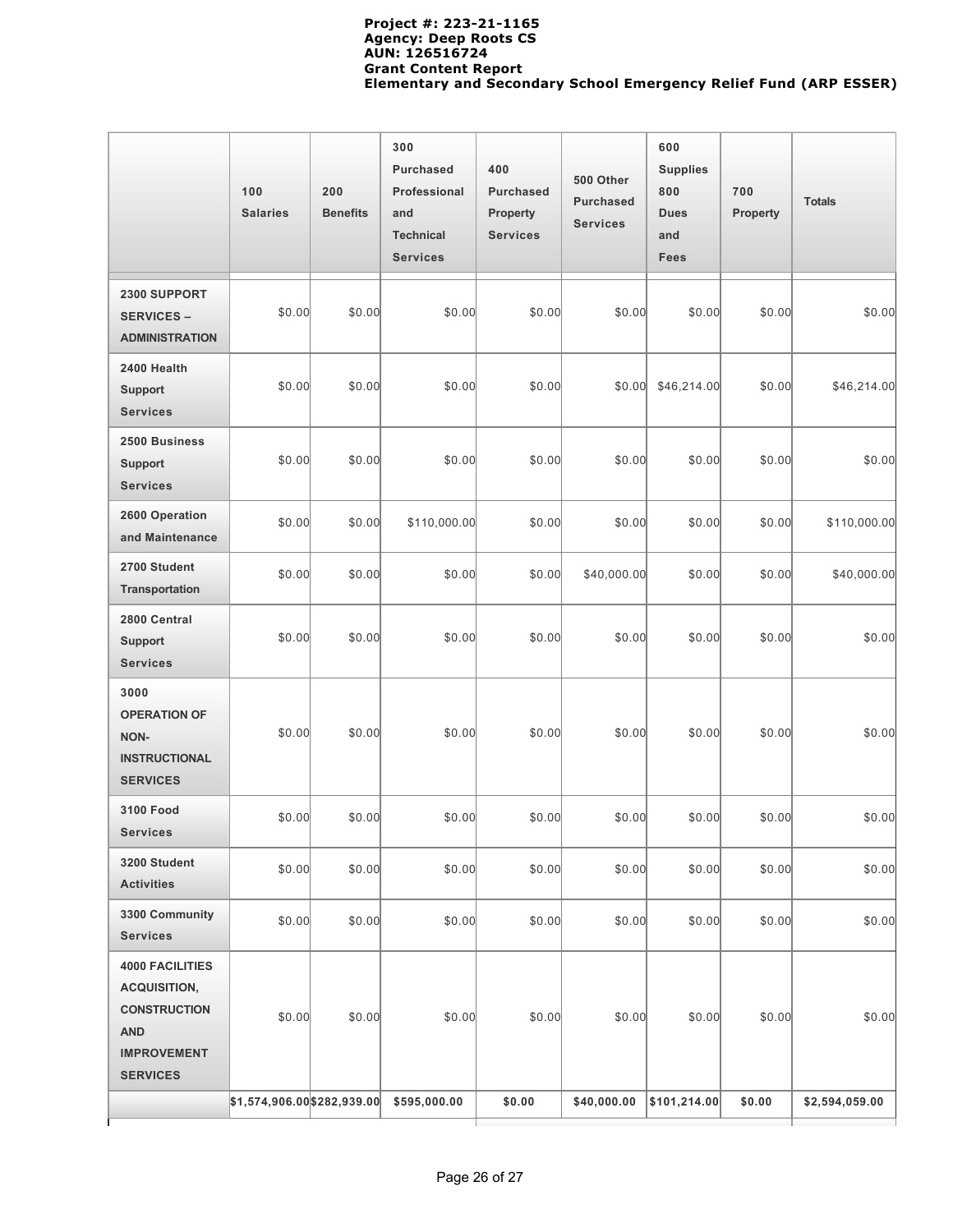**Project #: 223-21-1165**
**Agency: Deep Roots CS**
**AUN: 126516724**
**Grant Content Report**
**Elementary and Secondary School Emergency Relief Fund (ARP ESSER)**

| | 100 Salaries | 200 Benefits | 300 Purchased Professional and Technical Services | 400 Purchased Property Services | 500 Other Purchased Services | 600 Supplies 800 Dues and Fees | 700 Property | Totals |
|---|---|---|---|---|---|---|---|---|
| **2300 SUPPORT SERVICES – ADMINISTRATION** | $0.00 | $0.00 | $0.00 | $0.00 | $0.00 | $0.00 | $0.00 | $0.00 |
| **2400 Health Support Services** | $0.00 | $0.00 | $0.00 | $0.00 | $0.00 | $46,214.00 | $0.00 | $46,214.00 |
| **2500 Business Support Services** | $0.00 | $0.00 | $0.00 | $0.00 | $0.00 | $0.00 | $0.00 | $0.00 |
| **2600 Operation and Maintenance** | $0.00 | $0.00 | $110,000.00 | $0.00 | $0.00 | $0.00 | $0.00 | $110,000.00 |
| **2700 Student Transportation** | $0.00 | $0.00 | $0.00 | $0.00 | $40,000.00 | $0.00 | $0.00 | $40,000.00 |
| **2800 Central Support Services** | $0.00 | $0.00 | $0.00 | $0.00 | $0.00 | $0.00 | $0.00 | $0.00 |
| **3000 OPERATION OF NON-INSTRUCTIONAL SERVICES** | $0.00 | $0.00 | $0.00 | $0.00 | $0.00 | $0.00 | $0.00 | $0.00 |
| **3100 Food Services** | $0.00 | $0.00 | $0.00 | $0.00 | $0.00 | $0.00 | $0.00 | $0.00 |
| **3200 Student Activities** | $0.00 | $0.00 | $0.00 | $0.00 | $0.00 | $0.00 | $0.00 | $0.00 |
| **3300 Community Services** | $0.00 | $0.00 | $0.00 | $0.00 | $0.00 | $0.00 | $0.00 | $0.00 |
| **4000 FACILITIES ACQUISITION, CONSTRUCTION AND IMPROVEMENT SERVICES** | $0.00 | $0.00 | $0.00 | $0.00 | $0.00 | $0.00 | $0.00 | $0.00 |
| | **$1,574,906.00** | **$282,939.00** | **$595,000.00** | **$0.00** | **$40,000.00** | **$101,214.00** | **$0.00** | **$2,594,059.00** |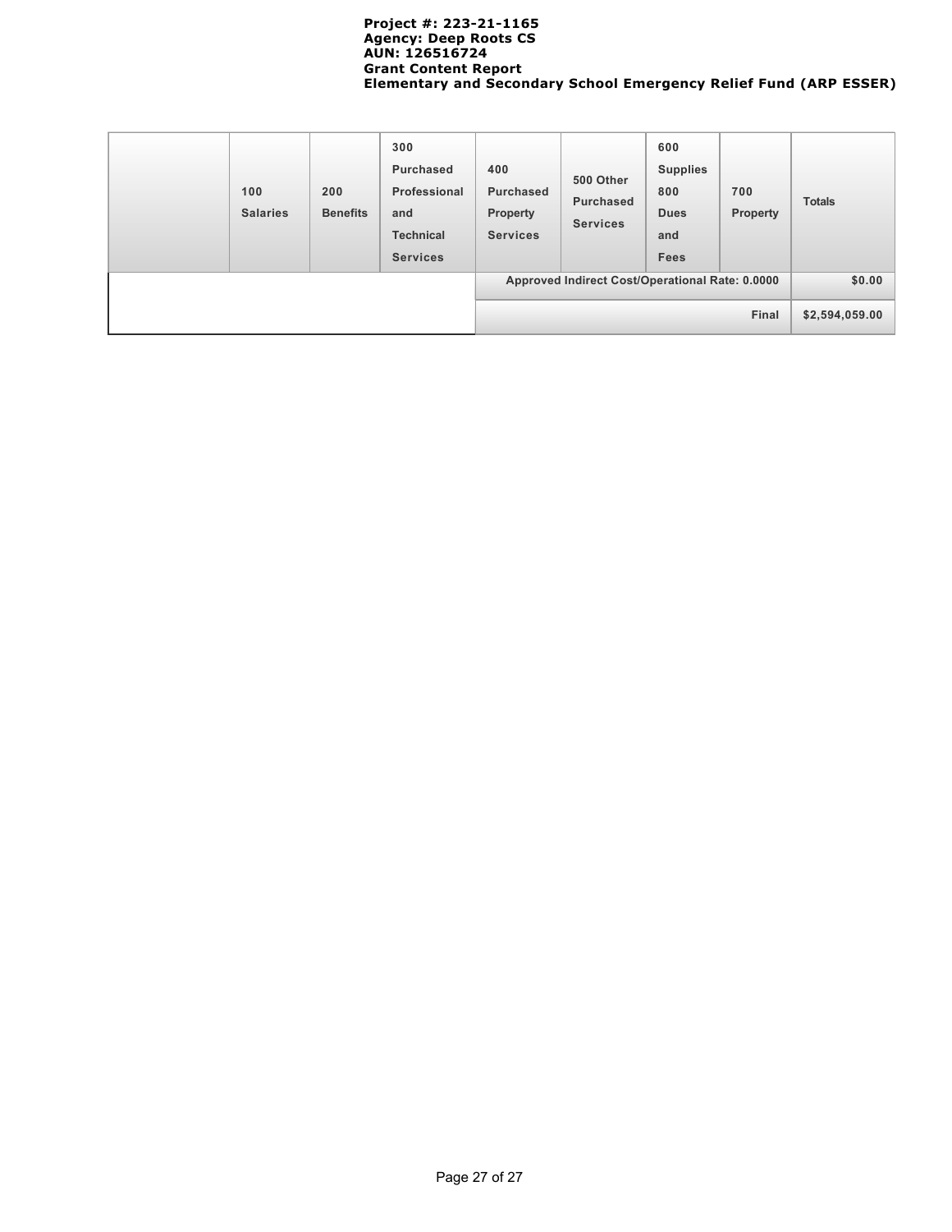**Project #: 223-21-1165**
**Agency: Deep Roots CS**
**AUN: 126516724**
**Grant Content Report**
**Elementary and Secondary School Emergency Relief Fund (ARP ESSER)**

| | 100 Salaries | 200 Benefits | 300 Purchased Professional and Technical Services | 400 Purchased Property Services | 500 Other Purchased Services | 600 Supplies 800 Dues and Fees | 700 Property | Totals |
|---|---|---|---|---|---|---|---|---|
| | | | | Approved Indirect Cost/Operational Rate: 0.0000 | | | | $0.00 |
| | | | | | | | Final | $2,594,059.00 |